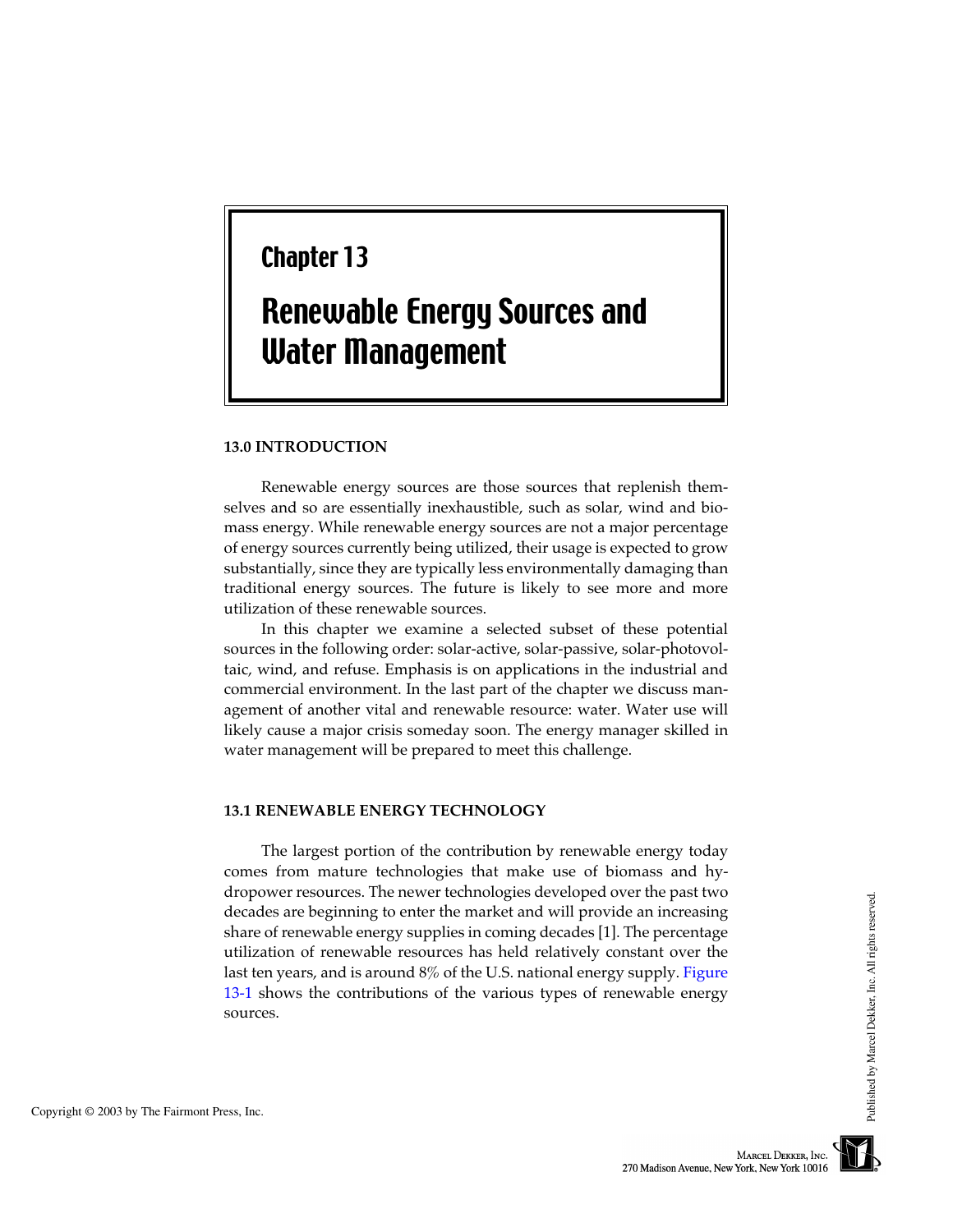# Chapter 13

# Renewable Energy Sources and Water Management

## 13.0 INTRODUCTION

Renewable energy sources are those sources that replenish themselves and so are essentially inexhaustible, such as solar, wind and biomass energy. While renewable energy sources are not a major percentage of energy sources currently being utilized, their usage is expected to grow substantially, since they are typically less environmentally damaging than traditional energy sources. The future is likely to see more and more utilization of these renewable sources.

In this chapter we examine a selected subset of these potential sources in the following order: solar-active, solar-passive, solar-photovoltaic, wind, and refuse. Emphasis is on applications in the industrial and commercial environment. In the last part of the chapter we discuss management of another vital and renewable resource: water. Water use will likely cause a major crisis someday soon. The energy manager skilled in water management will be prepared to meet this challenge.

## 13.1 RENEWABLE ENERGY TECHNOLOGY

The largest portion of the contribution by renewable energy today comes from mature technologies that make use of biomass and hydropower resources. The newer technologies developed over the past two decades are beginning to enter the market and will provide an increasing share of renewable energy supplies in coming decades [1]. The percentage utilization of renewable resources has held relatively constant over the last ten years, and is around 8% of the U.S. national energy supply. Figure 13-1 shows the contributions of the various types of renewable energy sources.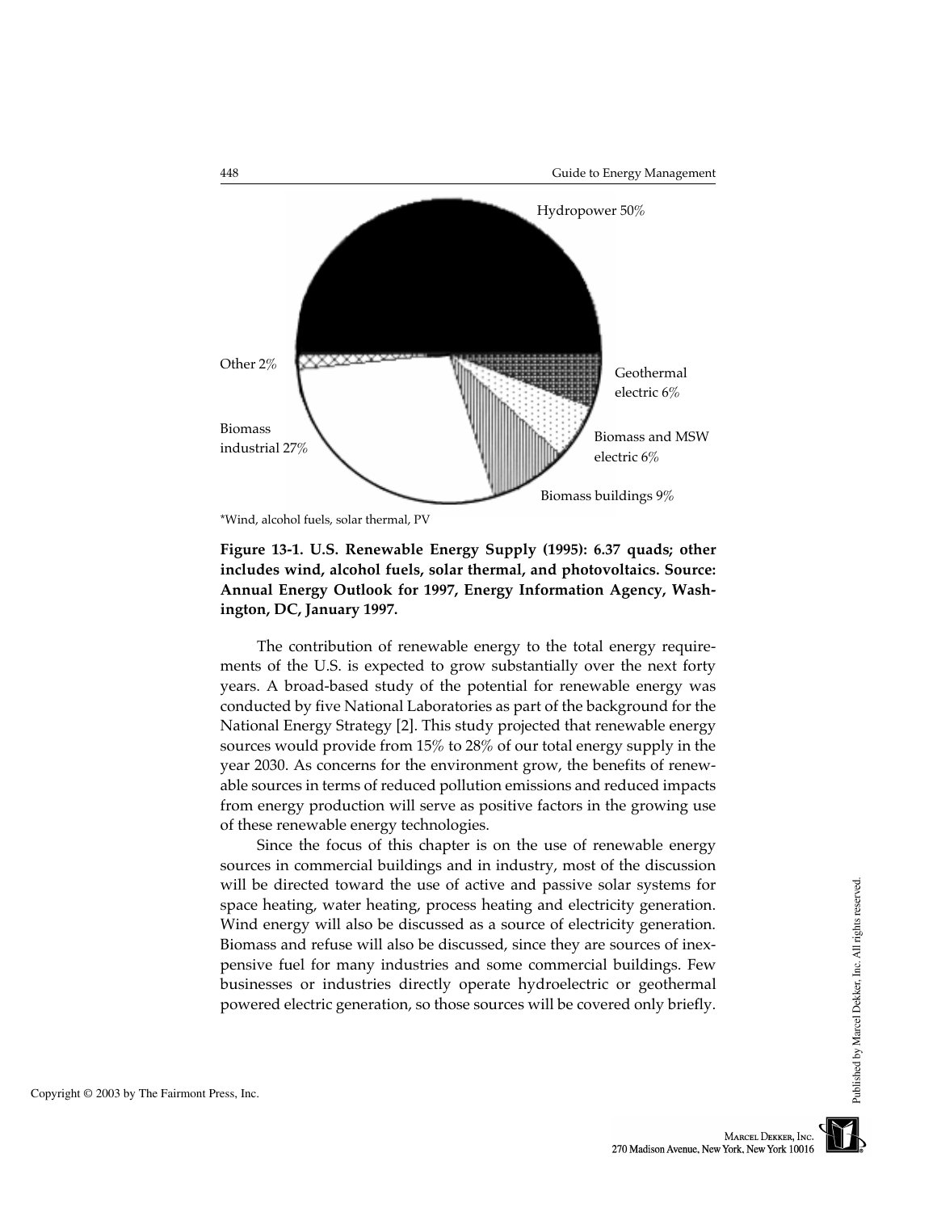Hydropower 50%

Other 2%

Geothermal electric 6%

Biomass industrial 27%

Biomass and MSW electric 6%

Biomass buildings 9%

*Wind, alcohol fuels, solar thermal, PV

**Figure 13-1. U.S. Renewable Energy Supply (1995): 6.37 quads; other includes wind, alcohol fuels, solar thermal, and photovoltaics. Source: Annual Energy Outlook for 1997, Energy Information Agency, Washington, DC, January 1997.**

The contribution of renewable energy to the total energy requirements of the U.S. is expected to grow substantially over the next forty years. A broad-based study of the potential for renewable energy was conducted by five National Laboratories as part of the background for the National Energy Strategy [2]. This study projected that renewable energy sources would provide from 15% to 28% of our total energy supply in the year 2030. As concerns for the environment grow, the benefits of renewable sources in terms of reduced pollution emissions and reduced impacts from energy production will serve as positive factors in the growing use of these renewable energy technologies.

Since the focus of this chapter is on the use of renewable energy sources in commercial buildings and in industry, most of the discussion will be directed toward the use of active and passive solar systems for space heating, water heating, process heating and electricity generation. Wind energy will also be discussed as a source of electricity generation. Biomass and refuse will also be discussed, since they are sources of inexpensive fuel for many industries and some commercial buildings. Few businesses or industries directly operate hydroelectric or geothermal powered electric generation, so those sources will be covered only briefly.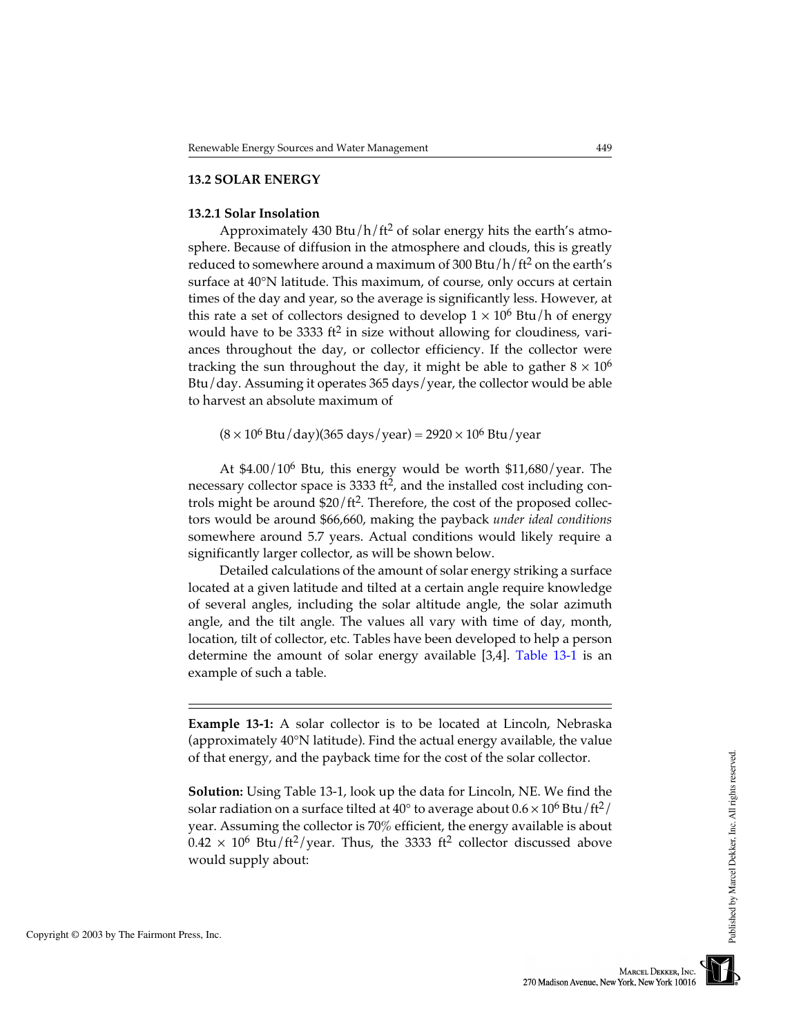## 13.2 SOLAR ENERGY

### 13.2.1 Solar Insolation

Approximately 430 Btu/h/ft$^2$ of solar energy hits the earth's atmosphere. Because of diffusion in the atmosphere and clouds, this is greatly reduced to somewhere around a maximum of 300 Btu/h/ft$^2$ on the earth's surface at 40°N latitude. This maximum, of course, only occurs at certain times of the day and year, so the average is significantly less. However, at this rate a set of collectors designed to develop $1 \times 10^6$ Btu/h of energy would have to be 3333 ft$^2$ in size without allowing for cloudiness, variances throughout the day, or collector efficiency. If the collector were tracking the sun throughout the day, it might be able to gather $8 \times 10^6$ Btu/day. Assuming it operates 365 days/year, the collector would be able to harvest an absolute maximum of

$$(8 \times 10^6 \text{ Btu/day})(365 \text{ days/year}) = 2920 \times 10^6 \text{ Btu/year}$$

At \$4.00/$10^6$ Btu, this energy would be worth \$11,680/year. The necessary collector space is 3333 ft$^2$, and the installed cost including controls might be around \$20/ft$^2$. Therefore, the cost of the proposed collectors would be around \$66,660, making the payback *under ideal conditions* somewhere around 5.7 years. Actual conditions would likely require a significantly larger collector, as will be shown below.

Detailed calculations of the amount of solar energy striking a surface located at a given latitude and tilted at a certain angle require knowledge of several angles, including the solar altitude angle, the solar azimuth angle, and the tilt angle. The values all vary with time of day, month, location, tilt of collector, etc. Tables have been developed to help a person determine the amount of solar energy available [3,4]. Table 13-1 is an example of such a table.

---

**Example 13-1:** A solar collector is to be located at Lincoln, Nebraska (approximately 40°N latitude). Find the actual energy available, the value of that energy, and the payback time for the cost of the solar collector.

**Solution:** Using Table 13-1, look up the data for Lincoln, NE. We find the solar radiation on a surface tilted at 40° to average about $0.6 \times 10^6$ Btu/ft$^2$/year. Assuming the collector is 70% efficient, the energy available is about $0.42 \times 10^6$ Btu/ft$^2$/year. Thus, the 3333 ft$^2$ collector discussed above would supply about: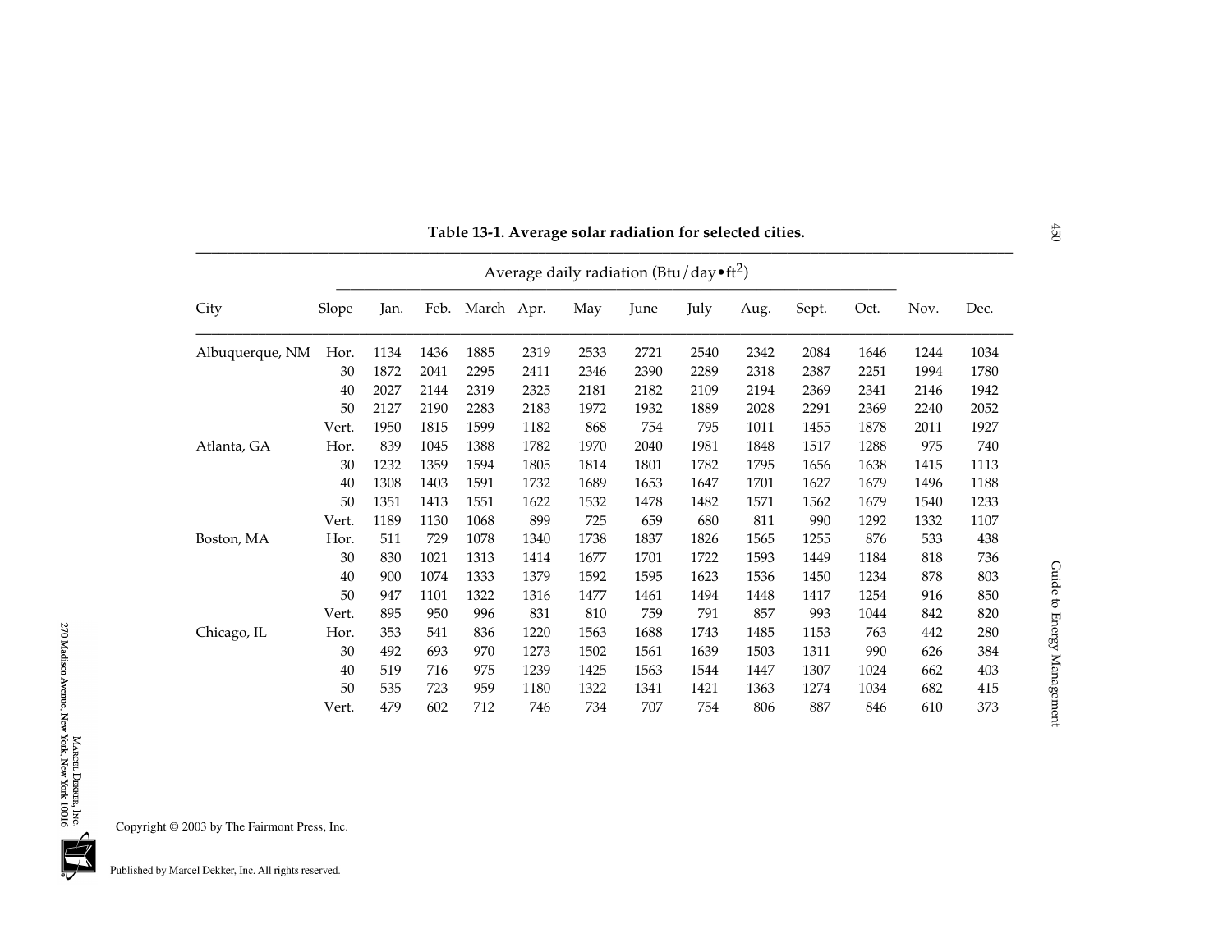**Table 13-1. Average solar radiation for selected cities.**

| City | Slope | Average daily radiation (Btu/day•ft$^2$) | | | | | | | | | | | |
|---|---|---|---|---|---|---|---|---|---|---|---|---|---|
| | | Jan. | Feb. | March | Apr. | May | June | July | Aug. | Sept. | Oct. | Nov. | Dec. |
| Albuquerque, NM | Hor. | 1134 | 1436 | 1885 | 2319 | 2533 | 2721 | 2540 | 2342 | 2084 | 1646 | 1244 | 1034 |
| | 30 | 1872 | 2041 | 2295 | 2411 | 2346 | 2390 | 2289 | 2318 | 2387 | 2251 | 1994 | 1780 |
| | 40 | 2027 | 2144 | 2319 | 2325 | 2181 | 2182 | 2109 | 2194 | 2369 | 2341 | 2146 | 1942 |
| | 50 | 2127 | 2190 | 2283 | 2183 | 1972 | 1932 | 1889 | 2028 | 2291 | 2369 | 2240 | 2052 |
| | Vert. | 1950 | 1815 | 1599 | 1182 | 868 | 754 | 795 | 1011 | 1455 | 1878 | 2011 | 1927 |
| Atlanta, GA | Hor. | 839 | 1045 | 1388 | 1782 | 1970 | 2040 | 1981 | 1848 | 1517 | 1288 | 975 | 740 |
| | 30 | 1232 | 1359 | 1594 | 1805 | 1814 | 1801 | 1782 | 1795 | 1656 | 1638 | 1415 | 1113 |
| | 40 | 1308 | 1403 | 1591 | 1732 | 1689 | 1653 | 1647 | 1701 | 1627 | 1679 | 1496 | 1188 |
| | 50 | 1351 | 1413 | 1551 | 1622 | 1532 | 1478 | 1482 | 1571 | 1562 | 1679 | 1540 | 1233 |
| | Vert. | 1189 | 1130 | 1068 | 899 | 725 | 659 | 680 | 811 | 990 | 1292 | 1332 | 1107 |
| Boston, MA | Hor. | 511 | 729 | 1078 | 1340 | 1738 | 1837 | 1826 | 1565 | 1255 | 876 | 533 | 438 |
| | 30 | 830 | 1021 | 1313 | 1414 | 1677 | 1701 | 1722 | 1593 | 1449 | 1184 | 818 | 736 |
| | 40 | 900 | 1074 | 1333 | 1379 | 1592 | 1595 | 1623 | 1536 | 1450 | 1234 | 878 | 803 |
| | 50 | 947 | 1101 | 1322 | 1316 | 1477 | 1461 | 1494 | 1448 | 1417 | 1254 | 916 | 850 |
| | Vert. | 895 | 950 | 996 | 831 | 810 | 759 | 791 | 857 | 993 | 1044 | 842 | 820 |
| Chicago, IL | Hor. | 353 | 541 | 836 | 1220 | 1563 | 1688 | 1743 | 1485 | 1153 | 763 | 442 | 280 |
| | 30 | 492 | 693 | 970 | 1273 | 1502 | 1561 | 1639 | 1503 | 1311 | 990 | 626 | 384 |
| | 40 | 519 | 716 | 975 | 1239 | 1425 | 1563 | 1544 | 1447 | 1307 | 1024 | 662 | 403 |
| | 50 | 535 | 723 | 959 | 1180 | 1322 | 1341 | 1421 | 1363 | 1274 | 1034 | 682 | 415 |
| | Vert. | 479 | 602 | 712 | 746 | 734 | 707 | 754 | 806 | 887 | 846 | 610 | 373 |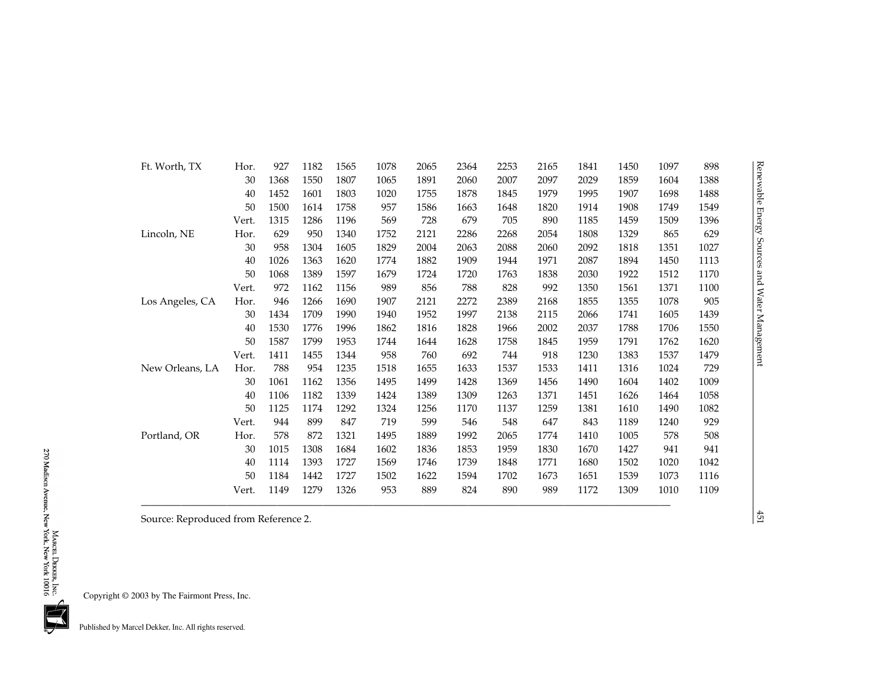| | | | | | | | | | | | | | |
|---|---|---|---|---|---|---|---|---|---|---|---|---|---|
| Ft. Worth, TX | Hor. | 927 | 1182 | 1565 | 1078 | 2065 | 2364 | 2253 | 2165 | 1841 | 1450 | 1097 | 898 |
| | 30 | 1368 | 1550 | 1807 | 1065 | 1891 | 2060 | 2007 | 2097 | 2029 | 1859 | 1604 | 1388 |
| | 40 | 1452 | 1601 | 1803 | 1020 | 1755 | 1878 | 1845 | 1979 | 1995 | 1907 | 1698 | 1488 |
| | 50 | 1500 | 1614 | 1758 | 957 | 1586 | 1663 | 1648 | 1820 | 1914 | 1908 | 1749 | 1549 |
| | Vert. | 1315 | 1286 | 1196 | 569 | 728 | 679 | 705 | 890 | 1185 | 1459 | 1509 | 1396 |
| Lincoln, NE | Hor. | 629 | 950 | 1340 | 1752 | 2121 | 2286 | 2268 | 2054 | 1808 | 1329 | 865 | 629 |
| | 30 | 958 | 1304 | 1605 | 1829 | 2004 | 2063 | 2088 | 2060 | 2092 | 1818 | 1351 | 1027 |
| | 40 | 1026 | 1363 | 1620 | 1774 | 1882 | 1909 | 1944 | 1971 | 2087 | 1894 | 1450 | 1113 |
| | 50 | 1068 | 1389 | 1597 | 1679 | 1724 | 1720 | 1763 | 1838 | 2030 | 1922 | 1512 | 1170 |
| | Vert. | 972 | 1162 | 1156 | 989 | 856 | 788 | 828 | 992 | 1350 | 1561 | 1371 | 1100 |
| Los Angeles, CA | Hor. | 946 | 1266 | 1690 | 1907 | 2121 | 2272 | 2389 | 2168 | 1855 | 1355 | 1078 | 905 |
| | 30 | 1434 | 1709 | 1990 | 1940 | 1952 | 1997 | 2138 | 2115 | 2066 | 1741 | 1605 | 1439 |
| | 40 | 1530 | 1776 | 1996 | 1862 | 1816 | 1828 | 1966 | 2002 | 2037 | 1788 | 1706 | 1550 |
| | 50 | 1587 | 1799 | 1953 | 1744 | 1644 | 1628 | 1758 | 1845 | 1959 | 1791 | 1762 | 1620 |
| | Vert. | 1411 | 1455 | 1344 | 958 | 760 | 692 | 744 | 918 | 1230 | 1383 | 1537 | 1479 |
| New Orleans, LA | Hor. | 788 | 954 | 1235 | 1518 | 1655 | 1633 | 1537 | 1533 | 1411 | 1316 | 1024 | 729 |
| | 30 | 1061 | 1162 | 1356 | 1495 | 1499 | 1428 | 1369 | 1456 | 1490 | 1604 | 1402 | 1009 |
| | 40 | 1106 | 1182 | 1339 | 1424 | 1389 | 1309 | 1263 | 1371 | 1451 | 1626 | 1464 | 1058 |
| | 50 | 1125 | 1174 | 1292 | 1324 | 1256 | 1170 | 1137 | 1259 | 1381 | 1610 | 1490 | 1082 |
| | Vert. | 944 | 899 | 847 | 719 | 599 | 546 | 548 | 647 | 843 | 1189 | 1240 | 929 |
| Portland, OR | Hor. | 578 | 872 | 1321 | 1495 | 1889 | 1992 | 2065 | 1774 | 1410 | 1005 | 578 | 508 |
| | 30 | 1015 | 1308 | 1684 | 1602 | 1836 | 1853 | 1959 | 1830 | 1670 | 1427 | 941 | 941 |
| | 40 | 1114 | 1393 | 1727 | 1569 | 1746 | 1739 | 1848 | 1771 | 1680 | 1502 | 1020 | 1042 |
| | 50 | 1184 | 1442 | 1727 | 1502 | 1622 | 1594 | 1702 | 1673 | 1651 | 1539 | 1073 | 1116 |
| | Vert. | 1149 | 1279 | 1326 | 953 | 889 | 824 | 890 | 989 | 1172 | 1309 | 1010 | 1109 |

Source: Reproduced from Reference 2.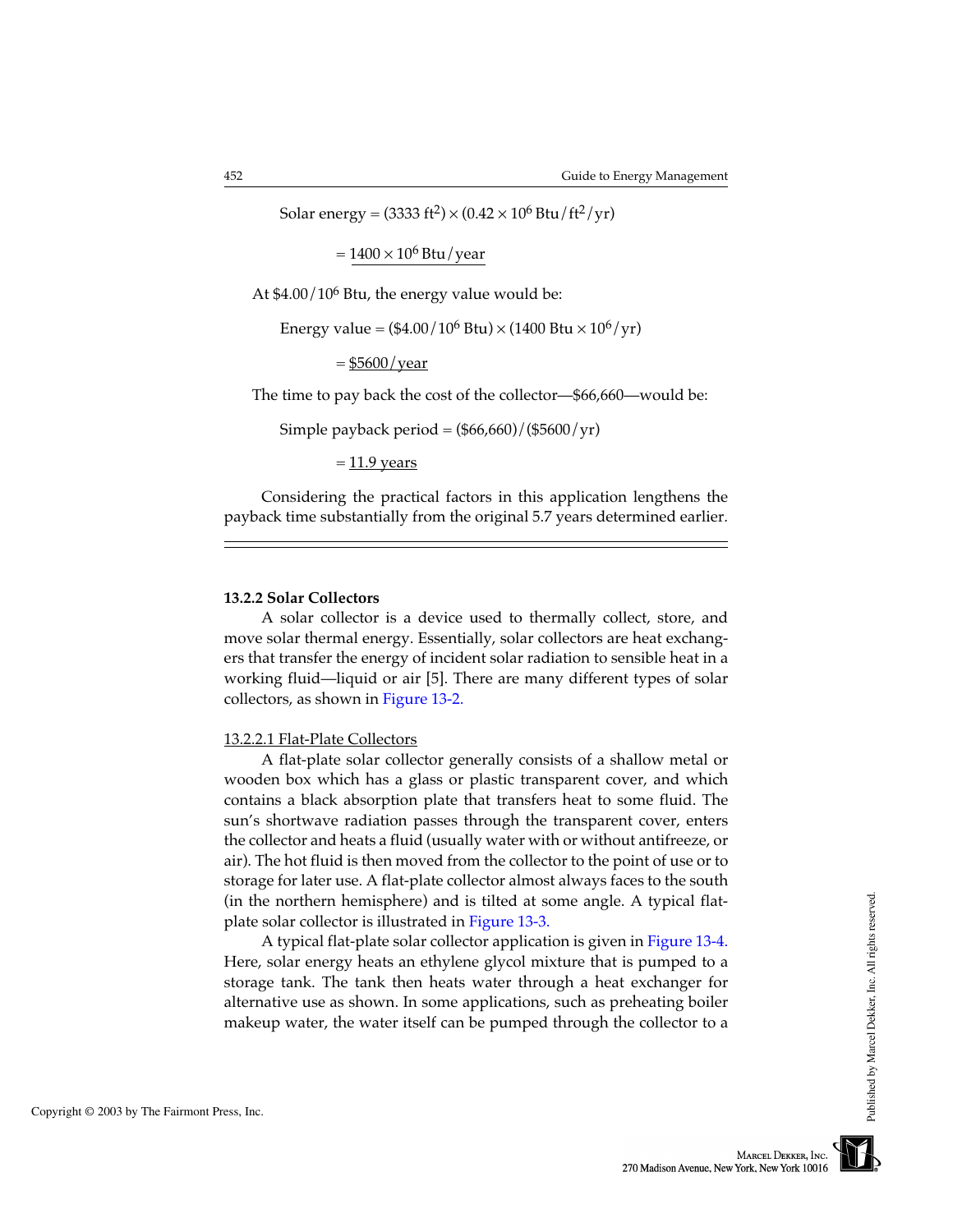$$\text{Solar energy} = (3333 \text{ ft}^2) \times (0.42 \times 10^6 \text{ Btu/ft}^2\text{/yr})$$

$$= \underline{1400 \times 10^6 \text{ Btu/year}}$$

At $\$4.00/10^6$ Btu, the energy value would be:

$$\text{Energy value} = (\$4.00/10^6 \text{ Btu}) \times (1400 \text{ Btu} \times 10^6\text{/yr})$$

$$= \underline{\$5600\text{/year}}$$

The time to pay back the cost of the collector—$66,660—would be:

$$\text{Simple payback period} = (\$66{,}660)/(\$5600\text{/yr})$$

$$= \underline{11.9 \text{ years}}$$

Considering the practical factors in this application lengthens the payback time substantially from the original 5.7 years determined earlier.

---

### 13.2.2 Solar Collectors

A solar collector is a device used to thermally collect, store, and move solar thermal energy. Essentially, solar collectors are heat exchangers that transfer the energy of incident solar radiation to sensible heat in a working fluid—liquid or air [5]. There are many different types of solar collectors, as shown in Figure 13-2.

#### 13.2.2.1 Flat-Plate Collectors

A flat-plate solar collector generally consists of a shallow metal or wooden box which has a glass or plastic transparent cover, and which contains a black absorption plate that transfers heat to some fluid. The sun's shortwave radiation passes through the transparent cover, enters the collector and heats a fluid (usually water with or without antifreeze, or air). The hot fluid is then moved from the collector to the point of use or to storage for later use. A flat-plate collector almost always faces to the south (in the northern hemisphere) and is tilted at some angle. A typical flat-plate solar collector is illustrated in Figure 13-3.

A typical flat-plate solar collector application is given in Figure 13-4. Here, solar energy heats an ethylene glycol mixture that is pumped to a storage tank. The tank then heats water through a heat exchanger for alternative use as shown. In some applications, such as preheating boiler makeup water, the water itself can be pumped through the collector to a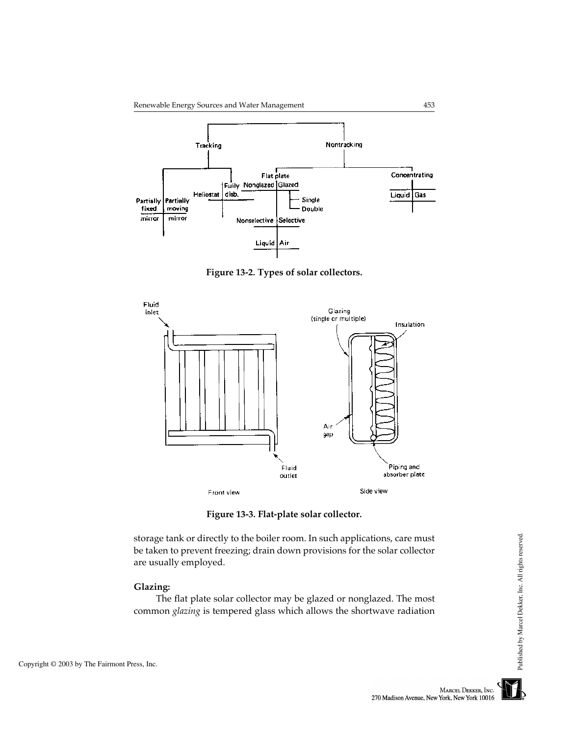Figure 13-2. Types of solar collectors.

Figure 13-3. Flat-plate solar collector.

storage tank or directly to the boiler room. In such applications, care must be taken to prevent freezing; drain down provisions for the solar collector are usually employed.

**Glazing:**

The flat plate solar collector may be glazed or nonglazed. The most common *glazing* is tempered glass which allows the shortwave radiation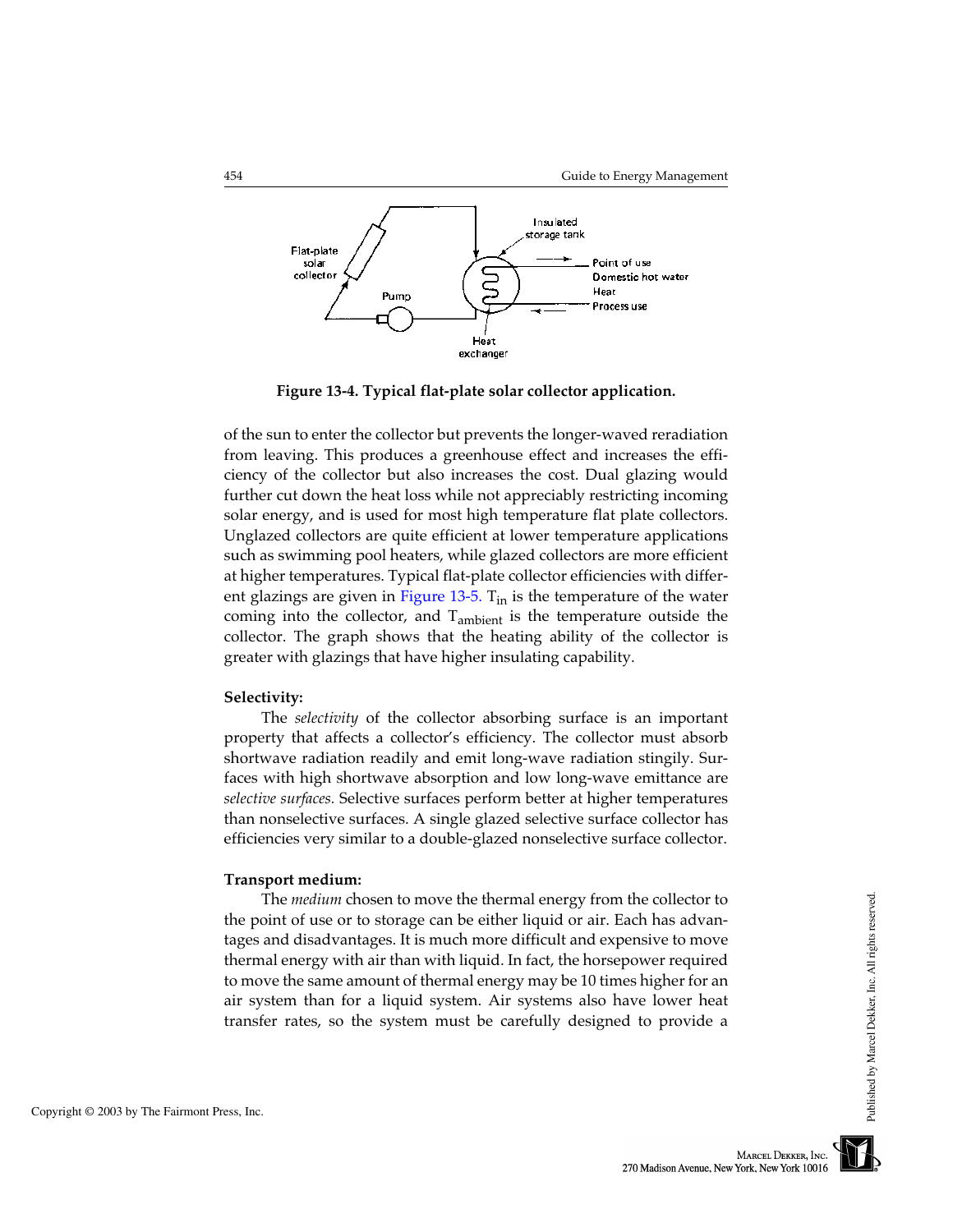**Figure 13-4. Typical flat-plate solar collector application.**

of the sun to enter the collector but prevents the longer-waved reradiation from leaving. This produces a greenhouse effect and increases the efficiency of the collector but also increases the cost. Dual glazing would further cut down the heat loss while not appreciably restricting incoming solar energy, and is used for most high temperature flat plate collectors. Unglazed collectors are quite efficient at lower temperature applications such as swimming pool heaters, while glazed collectors are more efficient at higher temperatures. Typical flat-plate collector efficiencies with different glazings are given in Figure 13-5. $T_{in}$ is the temperature of the water coming into the collector, and $T_{ambient}$ is the temperature outside the collector. The graph shows that the heating ability of the collector is greater with glazings that have higher insulating capability.

**Selectivity:**

The *selectivity* of the collector absorbing surface is an important property that affects a collector's efficiency. The collector must absorb shortwave radiation readily and emit long-wave radiation stingily. Surfaces with high shortwave absorption and low long-wave emittance are *selective surfaces.* Selective surfaces perform better at higher temperatures than nonselective surfaces. A single glazed selective surface collector has efficiencies very similar to a double-glazed nonselective surface collector.

**Transport medium:**

The *medium* chosen to move the thermal energy from the collector to the point of use or to storage can be either liquid or air. Each has advantages and disadvantages. It is much more difficult and expensive to move thermal energy with air than with liquid. In fact, the horsepower required to move the same amount of thermal energy may be 10 times higher for an air system than for a liquid system. Air systems also have lower heat transfer rates, so the system must be carefully designed to provide a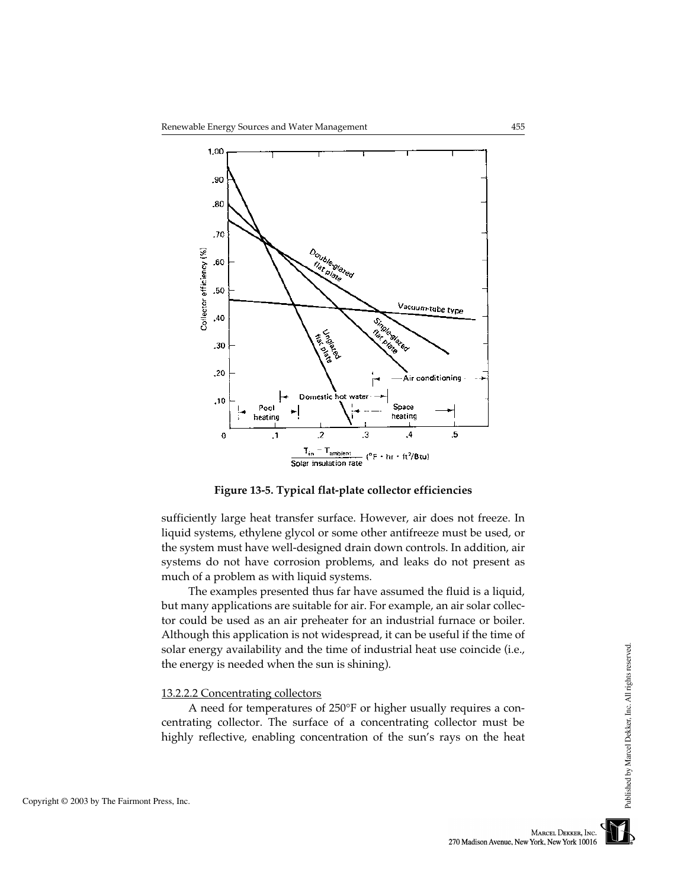Figure 13-5. Typical flat-plate collector efficiencies

sufficiently large heat transfer surface. However, air does not freeze. In liquid systems, ethylene glycol or some other antifreeze must be used, or the system must have well-designed drain down controls. In addition, air systems do not have corrosion problems, and leaks do not present as much of a problem as with liquid systems.

The examples presented thus far have assumed the fluid is a liquid, but many applications are suitable for air. For example, an air solar collector could be used as an air preheater for an industrial furnace or boiler. Although this application is not widespread, it can be useful if the time of solar energy availability and the time of industrial heat use coincide (i.e., the energy is needed when the sun is shining).

#### 13.2.2.2 Concentrating collectors

A need for temperatures of 250°F or higher usually requires a concentrating collector. The surface of a concentrating collector must be highly reflective, enabling concentration of the sun's rays on the heat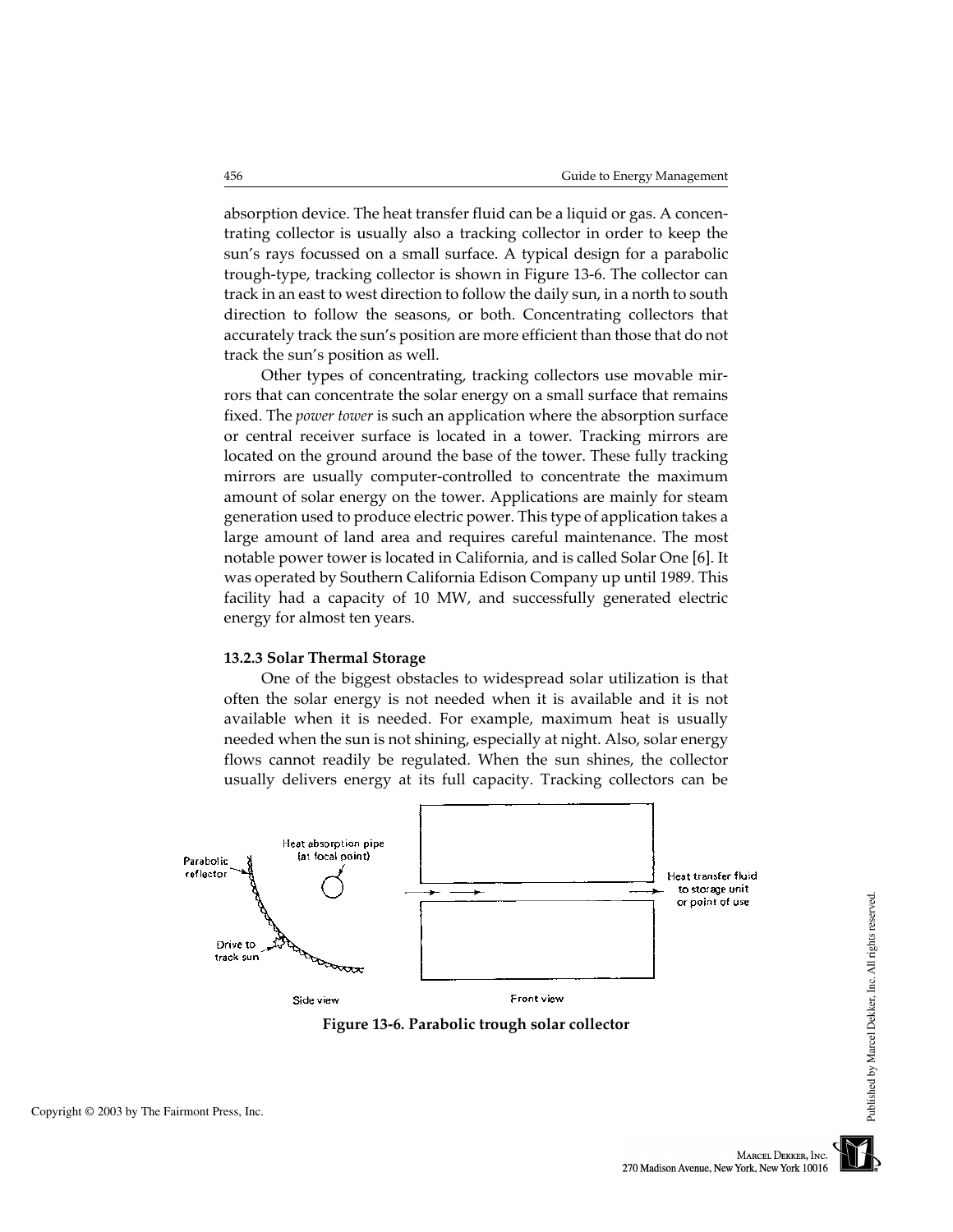absorption device. The heat transfer fluid can be a liquid or gas. A concentrating collector is usually also a tracking collector in order to keep the sun's rays focussed on a small surface. A typical design for a parabolic trough-type, tracking collector is shown in Figure 13-6. The collector can track in an east to west direction to follow the daily sun, in a north to south direction to follow the seasons, or both. Concentrating collectors that accurately track the sun's position are more efficient than those that do not track the sun's position as well.

Other types of concentrating, tracking collectors use movable mirrors that can concentrate the solar energy on a small surface that remains fixed. The *power tower* is such an application where the absorption surface or central receiver surface is located in a tower. Tracking mirrors are located on the ground around the base of the tower. These fully tracking mirrors are usually computer-controlled to concentrate the maximum amount of solar energy on the tower. Applications are mainly for steam generation used to produce electric power. This type of application takes a large amount of land area and requires careful maintenance. The most notable power tower is located in California, and is called Solar One [6]. It was operated by Southern California Edison Company up until 1989. This facility had a capacity of 10 MW, and successfully generated electric energy for almost ten years.

### 13.2.3 Solar Thermal Storage

One of the biggest obstacles to widespread solar utilization is that often the solar energy is not needed when it is available and it is not available when it is needed. For example, maximum heat is usually needed when the sun is not shining, especially at night. Also, solar energy flows cannot readily be regulated. When the sun shines, the collector usually delivers energy at its full capacity. Tracking collectors can be

Parabolic reflector

Heat absorption pipe (at focal point)

Drive to track sun

Heat transfer fluid to storage unit or point of use

Side view

Front view

**Figure 13-6. Parabolic trough solar collector**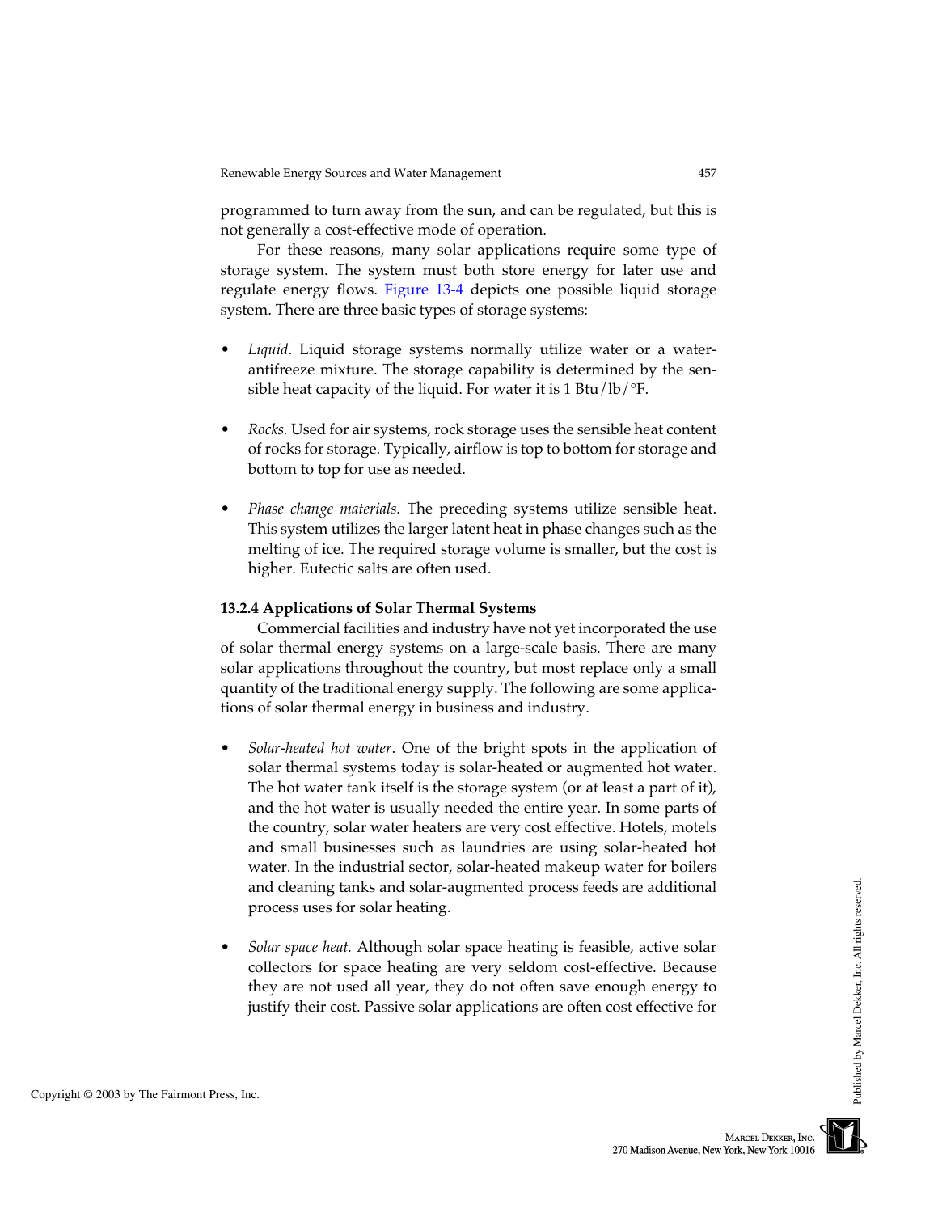programmed to turn away from the sun, and can be regulated, but this is not generally a cost-effective mode of operation.

For these reasons, many solar applications require some type of storage system. The system must both store energy for later use and regulate energy flows. Figure 13-4 depicts one possible liquid storage system. There are three basic types of storage systems:

- *Liquid*. Liquid storage systems normally utilize water or a water-antifreeze mixture. The storage capability is determined by the sensible heat capacity of the liquid. For water it is 1 Btu/lb/°F.

- *Rocks.* Used for air systems, rock storage uses the sensible heat content of rocks for storage. Typically, airflow is top to bottom for storage and bottom to top for use as needed.

- *Phase change materials.* The preceding systems utilize sensible heat. This system utilizes the larger latent heat in phase changes such as the melting of ice. The required storage volume is smaller, but the cost is higher. Eutectic salts are often used.

### 13.2.4 Applications of Solar Thermal Systems

Commercial facilities and industry have not yet incorporated the use of solar thermal energy systems on a large-scale basis. There are many solar applications throughout the country, but most replace only a small quantity of the traditional energy supply. The following are some applications of solar thermal energy in business and industry.

- *Solar-heated hot water*. One of the bright spots in the application of solar thermal systems today is solar-heated or augmented hot water. The hot water tank itself is the storage system (or at least a part of it), and the hot water is usually needed the entire year. In some parts of the country, solar water heaters are very cost effective. Hotels, motels and small businesses such as laundries are using solar-heated hot water. In the industrial sector, solar-heated makeup water for boilers and cleaning tanks and solar-augmented process feeds are additional process uses for solar heating.

- *Solar space heat.* Although solar space heating is feasible, active solar collectors for space heating are very seldom cost-effective. Because they are not used all year, they do not often save enough energy to justify their cost. Passive solar applications are often cost effective for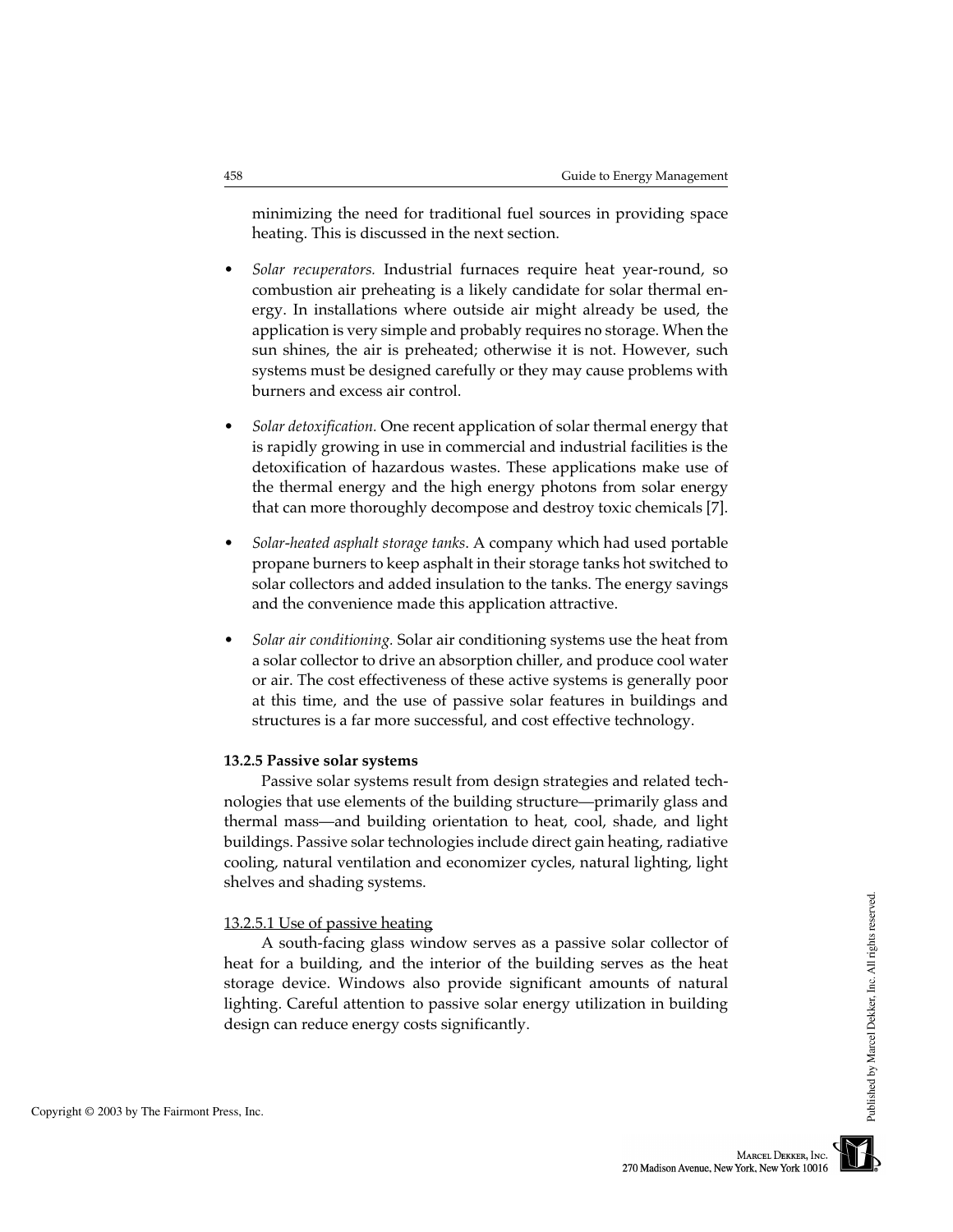minimizing the need for traditional fuel sources in providing space heating. This is discussed in the next section.

- *Solar recuperators.* Industrial furnaces require heat year-round, so combustion air preheating is a likely candidate for solar thermal energy. In installations where outside air might already be used, the application is very simple and probably requires no storage. When the sun shines, the air is preheated; otherwise it is not. However, such systems must be designed carefully or they may cause problems with burners and excess air control.

- *Solar detoxification.* One recent application of solar thermal energy that is rapidly growing in use in commercial and industrial facilities is the detoxification of hazardous wastes. These applications make use of the thermal energy and the high energy photons from solar energy that can more thoroughly decompose and destroy toxic chemicals [7].

- *Solar-heated asphalt storage tanks.* A company which had used portable propane burners to keep asphalt in their storage tanks hot switched to solar collectors and added insulation to the tanks. The energy savings and the convenience made this application attractive.

- *Solar air conditioning.* Solar air conditioning systems use the heat from a solar collector to drive an absorption chiller, and produce cool water or air. The cost effectiveness of these active systems is generally poor at this time, and the use of passive solar features in buildings and structures is a far more successful, and cost effective technology.

### 13.2.5 Passive solar systems

Passive solar systems result from design strategies and related technologies that use elements of the building structure—primarily glass and thermal mass—and building orientation to heat, cool, shade, and light buildings. Passive solar technologies include direct gain heating, radiative cooling, natural ventilation and economizer cycles, natural lighting, light shelves and shading systems.

#### 13.2.5.1 Use of passive heating

A south-facing glass window serves as a passive solar collector of heat for a building, and the interior of the building serves as the heat storage device. Windows also provide significant amounts of natural lighting. Careful attention to passive solar energy utilization in building design can reduce energy costs significantly.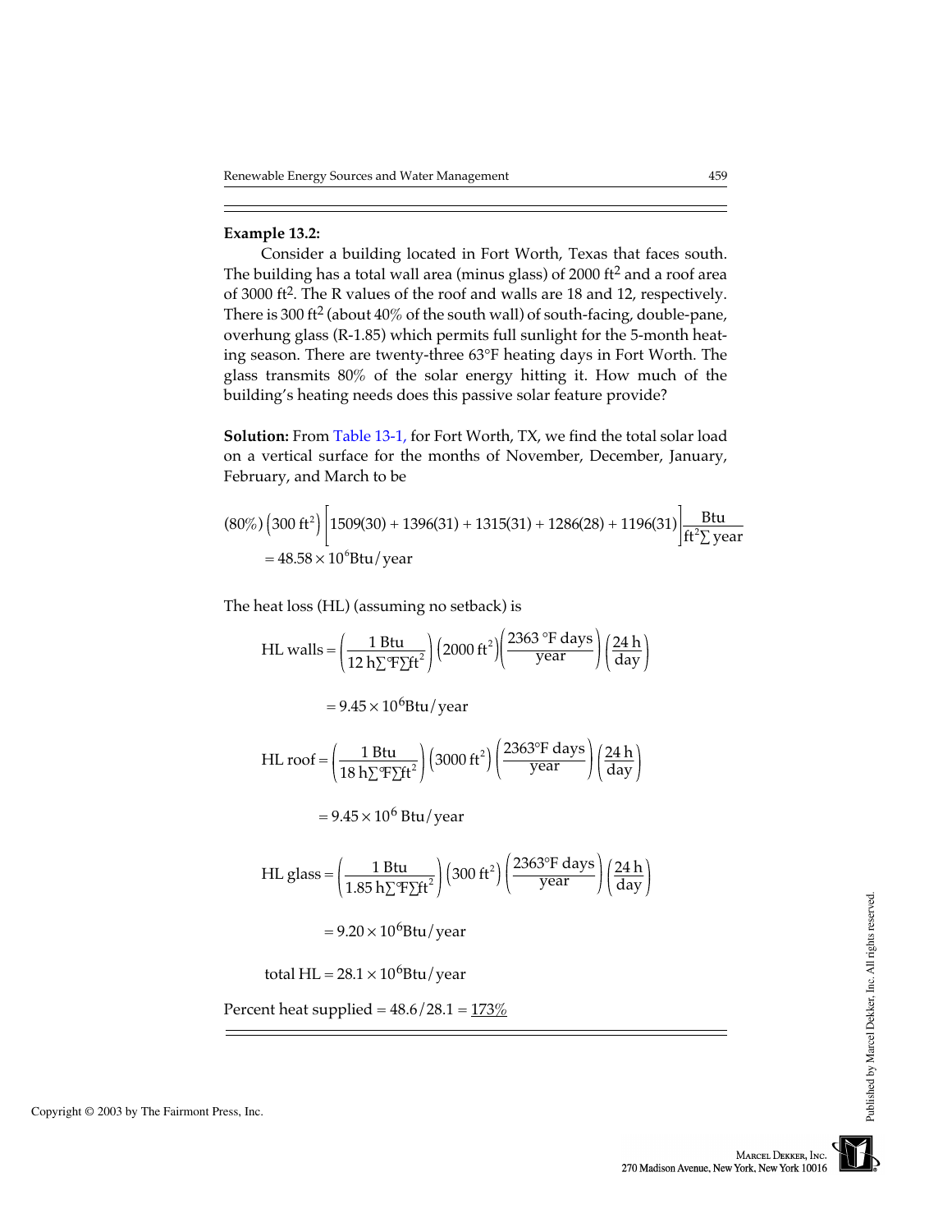**Example 13.2:**

Consider a building located in Fort Worth, Texas that faces south. The building has a total wall area (minus glass) of 2000 ft$^2$ and a roof area of 3000 ft$^2$. The R values of the roof and walls are 18 and 12, respectively. There is 300 ft$^2$ (about 40% of the south wall) of south-facing, double-pane, overhung glass (R-1.85) which permits full sunlight for the 5-month heating season. There are twenty-three 63°F heating days in Fort Worth. The glass transmits 80% of the solar energy hitting it. How much of the building's heating needs does this passive solar feature provide?

**Solution:** From Table 13-1, for Fort Worth, TX, we find the total solar load on a vertical surface for the months of November, December, January, February, and March to be

$$(80\%)\left(300\ \text{ft}^2\right)\left[1509(30) + 1396(31) + 1315(31) + 1286(28) + 1196(31)\right]\frac{\text{Btu}}{\text{ft}^2 \cdot \text{year}}$$
$$= 48.58 \times 10^6 \text{Btu/year}$$

The heat loss (HL) (assuming no setback) is

$$\text{HL walls} = \left(\frac{1\ \text{Btu}}{12\ \text{h} \cdot {}^\circ\text{F} \cdot \text{ft}^2}\right)\left(2000\ \text{ft}^2\right)\left(\frac{2363\ {}^\circ\text{F days}}{\text{year}}\right)\left(\frac{24\ \text{h}}{\text{day}}\right)$$

$$= 9.45 \times 10^6 \text{Btu/year}$$

$$\text{HL roof} = \left(\frac{1\ \text{Btu}}{18\ \text{h} \cdot {}^\circ\text{F} \cdot \text{ft}^2}\right)\left(3000\ \text{ft}^2\right)\left(\frac{2363{}^\circ\text{F days}}{\text{year}}\right)\left(\frac{24\ \text{h}}{\text{day}}\right)$$

$$= 9.45 \times 10^6\ \text{Btu/year}$$

$$\text{HL glass} = \left(\frac{1\ \text{Btu}}{1.85\ \text{h} \cdot {}^\circ\text{F} \cdot \text{ft}^2}\right)\left(300\ \text{ft}^2\right)\left(\frac{2363{}^\circ\text{F days}}{\text{year}}\right)\left(\frac{24\ \text{h}}{\text{day}}\right)$$

$$= 9.20 \times 10^6 \text{Btu/year}$$

$$\text{total HL} = 28.1 \times 10^6 \text{Btu/year}$$

Percent heat supplied = 48.6/28.1 = <u>173%</u>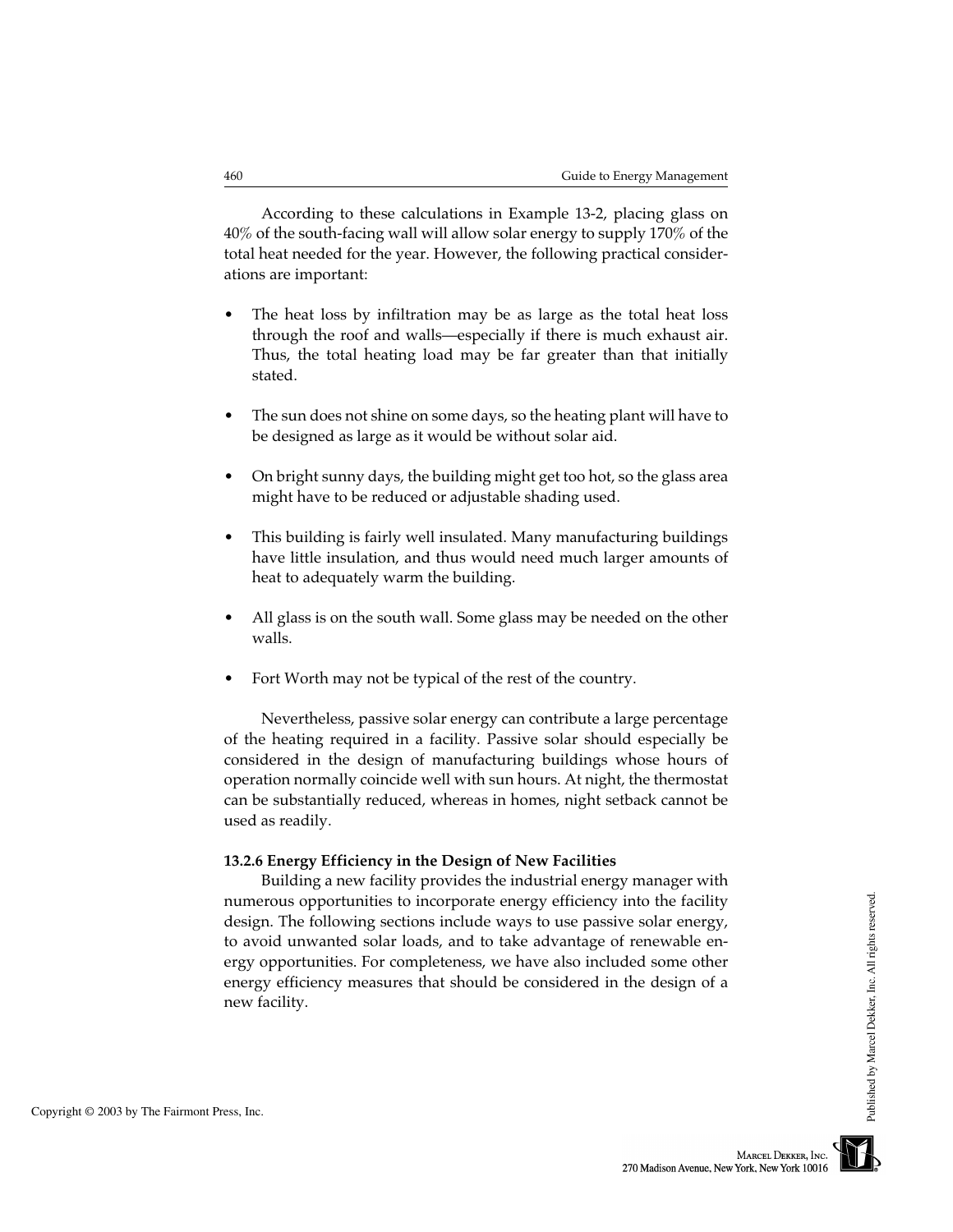According to these calculations in Example 13-2, placing glass on 40% of the south-facing wall will allow solar energy to supply 170% of the total heat needed for the year. However, the following practical considerations are important:

- The heat loss by infiltration may be as large as the total heat loss through the roof and walls—especially if there is much exhaust air. Thus, the total heating load may be far greater than that initially stated.

- The sun does not shine on some days, so the heating plant will have to be designed as large as it would be without solar aid.

- On bright sunny days, the building might get too hot, so the glass area might have to be reduced or adjustable shading used.

- This building is fairly well insulated. Many manufacturing buildings have little insulation, and thus would need much larger amounts of heat to adequately warm the building.

- All glass is on the south wall. Some glass may be needed on the other walls.

- Fort Worth may not be typical of the rest of the country.

Nevertheless, passive solar energy can contribute a large percentage of the heating required in a facility. Passive solar should especially be considered in the design of manufacturing buildings whose hours of operation normally coincide well with sun hours. At night, the thermostat can be substantially reduced, whereas in homes, night setback cannot be used as readily.

### 13.2.6 Energy Efficiency in the Design of New Facilities

Building a new facility provides the industrial energy manager with numerous opportunities to incorporate energy efficiency into the facility design. The following sections include ways to use passive solar energy, to avoid unwanted solar loads, and to take advantage of renewable energy opportunities. For completeness, we have also included some other energy efficiency measures that should be considered in the design of a new facility.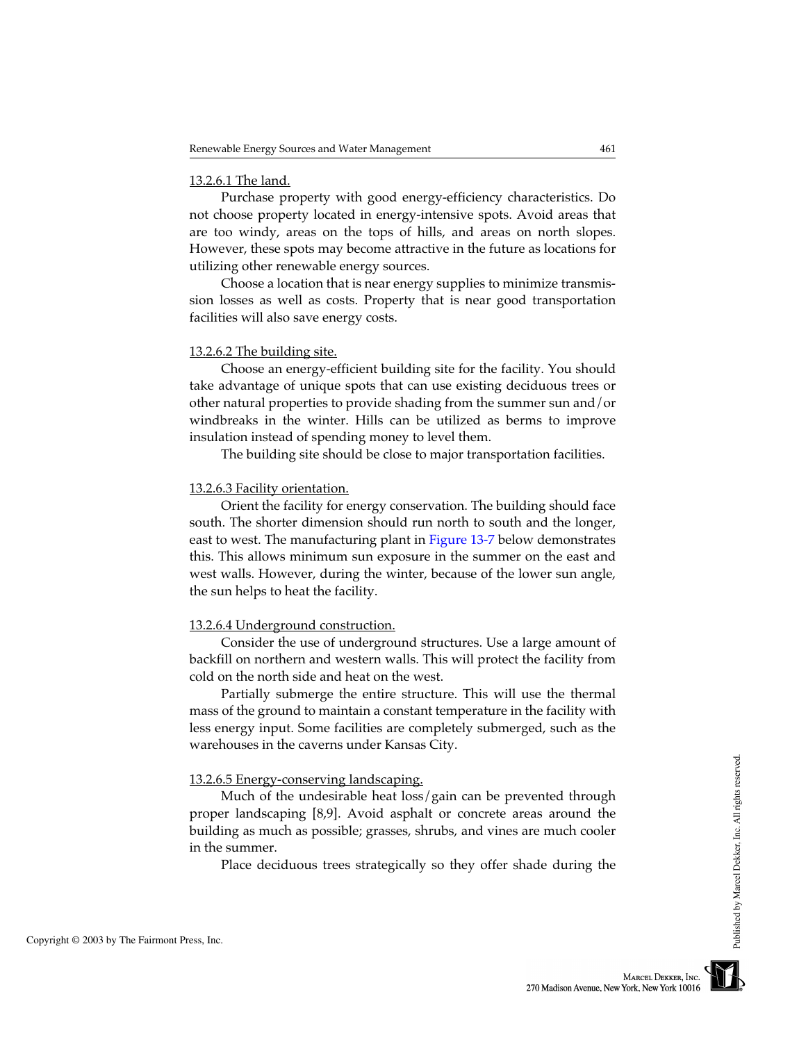#### 13.2.6.1 The land.

Purchase property with good energy-efficiency characteristics. Do not choose property located in energy-intensive spots. Avoid areas that are too windy, areas on the tops of hills, and areas on north slopes. However, these spots may become attractive in the future as locations for utilizing other renewable energy sources.

Choose a location that is near energy supplies to minimize transmission losses as well as costs. Property that is near good transportation facilities will also save energy costs.

#### 13.2.6.2 The building site.

Choose an energy-efficient building site for the facility. You should take advantage of unique spots that can use existing deciduous trees or other natural properties to provide shading from the summer sun and/or windbreaks in the winter. Hills can be utilized as berms to improve insulation instead of spending money to level them.

The building site should be close to major transportation facilities.

#### 13.2.6.3 Facility orientation.

Orient the facility for energy conservation. The building should face south. The shorter dimension should run north to south and the longer, east to west. The manufacturing plant in Figure 13-7 below demonstrates this. This allows minimum sun exposure in the summer on the east and west walls. However, during the winter, because of the lower sun angle, the sun helps to heat the facility.

#### 13.2.6.4 Underground construction.

Consider the use of underground structures. Use a large amount of backfill on northern and western walls. This will protect the facility from cold on the north side and heat on the west.

Partially submerge the entire structure. This will use the thermal mass of the ground to maintain a constant temperature in the facility with less energy input. Some facilities are completely submerged, such as the warehouses in the caverns under Kansas City.

#### 13.2.6.5 Energy-conserving landscaping.

Much of the undesirable heat loss/gain can be prevented through proper landscaping [8,9]. Avoid asphalt or concrete areas around the building as much as possible; grasses, shrubs, and vines are much cooler in the summer.

Place deciduous trees strategically so they offer shade during the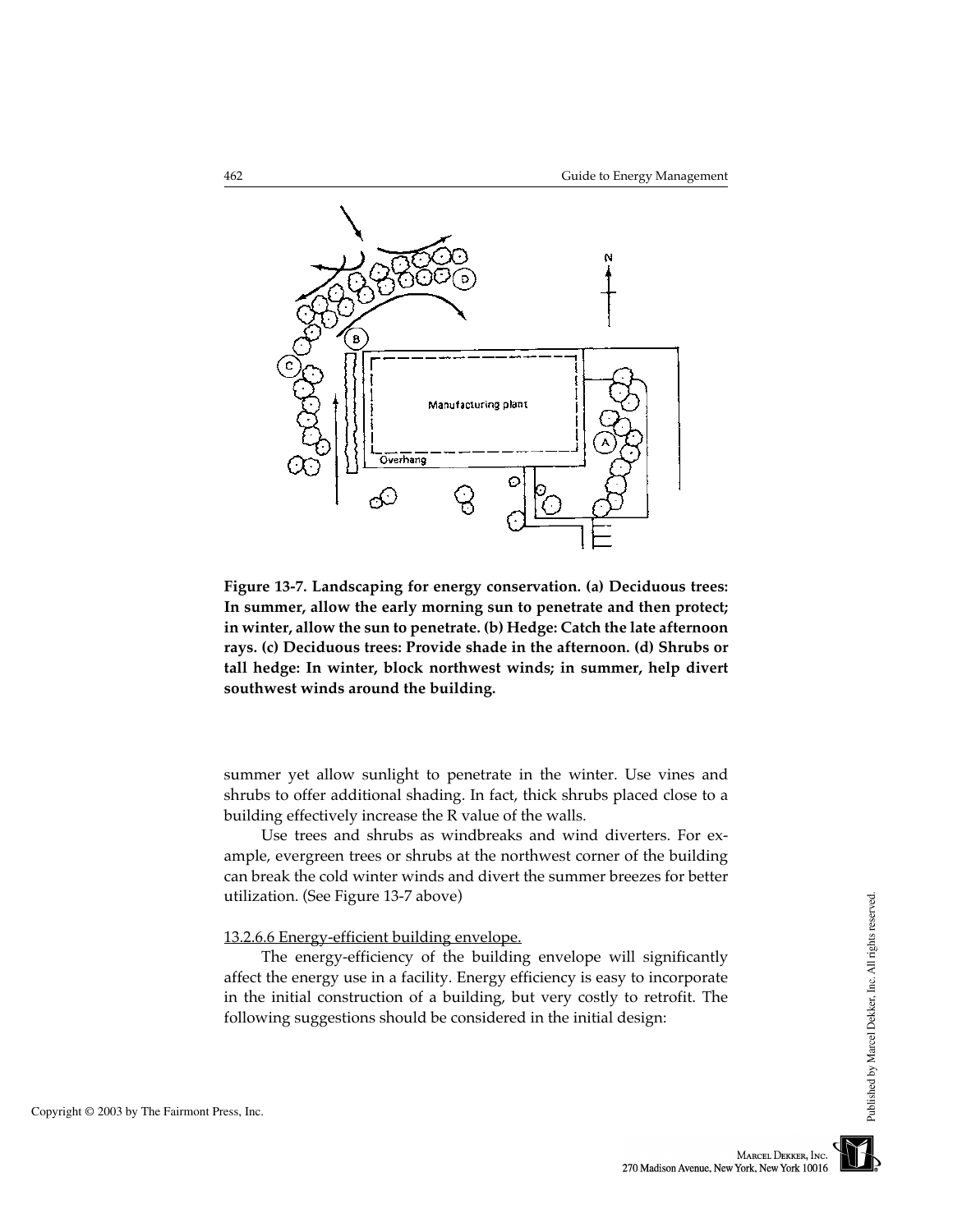**Figure 13-7. Landscaping for energy conservation. (a) Deciduous trees: In summer, allow the early morning sun to penetrate and then protect; in winter, allow the sun to penetrate. (b) Hedge: Catch the late afternoon rays. (c) Deciduous trees: Provide shade in the afternoon. (d) Shrubs or tall hedge: In winter, block northwest winds; in summer, help divert southwest winds around the building.**

summer yet allow sunlight to penetrate in the winter. Use vines and shrubs to offer additional shading. In fact, thick shrubs placed close to a building effectively increase the R value of the walls.

Use trees and shrubs as windbreaks and wind diverters. For example, evergreen trees or shrubs at the northwest corner of the building can break the cold winter winds and divert the summer breezes for better utilization. (See Figure 13-7 above)

#### 13.2.6.6 Energy-efficient building envelope.

The energy-efficiency of the building envelope will significantly affect the energy use in a facility. Energy efficiency is easy to incorporate in the initial construction of a building, but very costly to retrofit. The following suggestions should be considered in the initial design: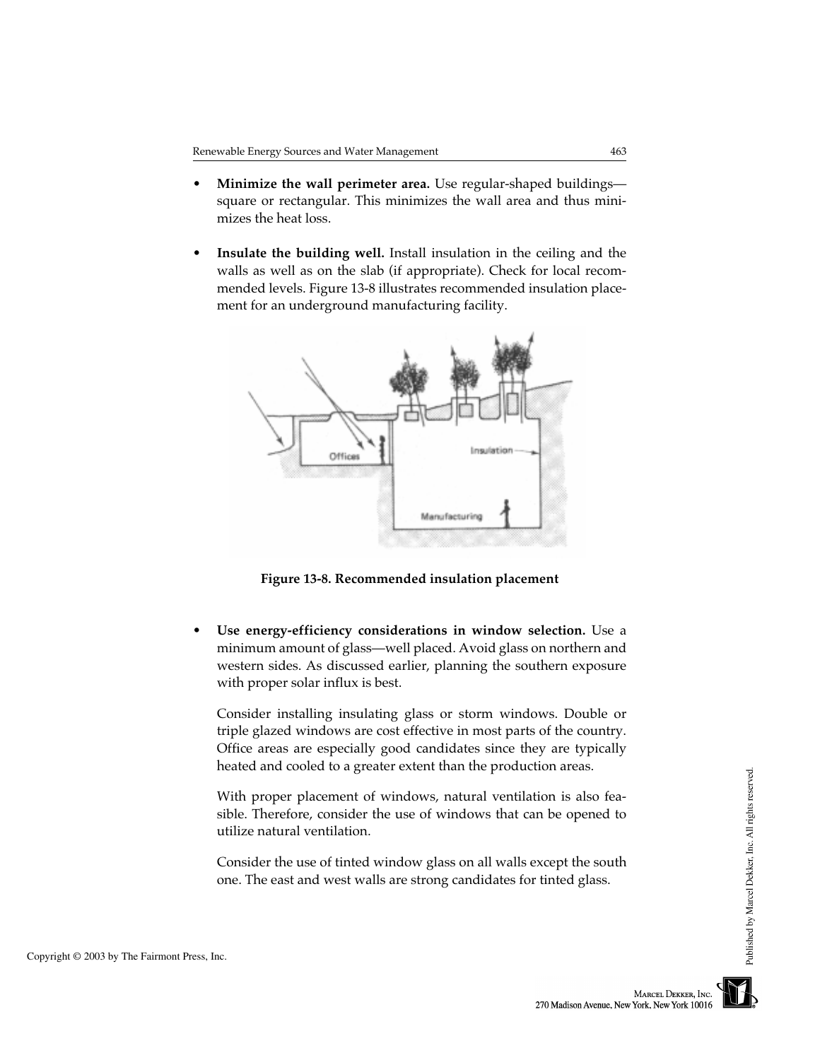- **Minimize the wall perimeter area.** Use regular-shaped buildings—square or rectangular. This minimizes the wall area and thus minimizes the heat loss.

- **Insulate the building well.** Install insulation in the ceiling and the walls as well as on the slab (if appropriate). Check for local recommended levels. Figure 13-8 illustrates recommended insulation placement for an underground manufacturing facility.

**Figure 13-8. Recommended insulation placement**

- **Use energy-efficiency considerations in window selection.** Use a minimum amount of glass—well placed. Avoid glass on northern and western sides. As discussed earlier, planning the southern exposure with proper solar influx is best.

  Consider installing insulating glass or storm windows. Double or triple glazed windows are cost effective in most parts of the country. Office areas are especially good candidates since they are typically heated and cooled to a greater extent than the production areas.

  With proper placement of windows, natural ventilation is also feasible. Therefore, consider the use of windows that can be opened to utilize natural ventilation.

  Consider the use of tinted window glass on all walls except the south one. The east and west walls are strong candidates for tinted glass.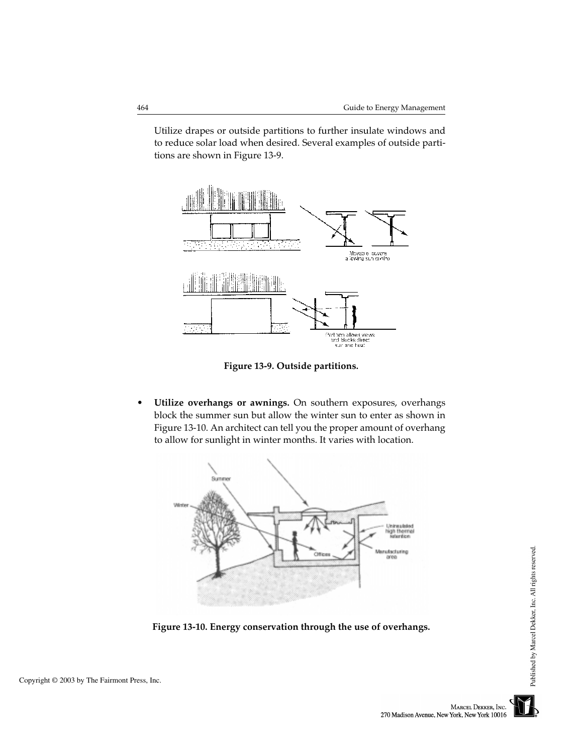Utilize drapes or outside partitions to further insulate windows and to reduce solar load when desired. Several examples of outside partitions are shown in Figure 13-9.

**Figure 13-9. Outside partitions.**

- **Utilize overhangs or awnings.** On southern exposures, overhangs block the summer sun but allow the winter sun to enter as shown in Figure 13-10. An architect can tell you the proper amount of overhang to allow for sunlight in winter months. It varies with location.

**Figure 13-10. Energy conservation through the use of overhangs.**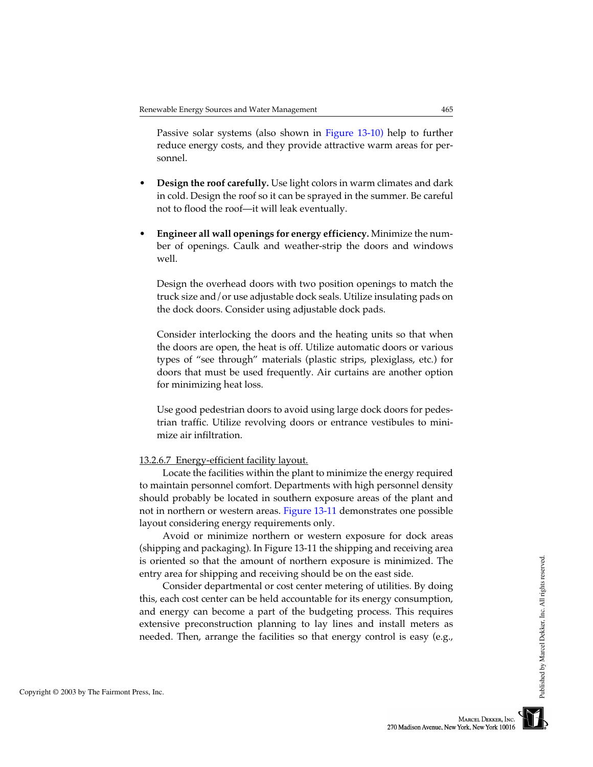Passive solar systems (also shown in Figure 13-10) help to further reduce energy costs, and they provide attractive warm areas for personnel.

- **Design the roof carefully.** Use light colors in warm climates and dark in cold. Design the roof so it can be sprayed in the summer. Be careful not to flood the roof—it will leak eventually.

- **Engineer all wall openings for energy efficiency.** Minimize the number of openings. Caulk and weather-strip the doors and windows well.

  Design the overhead doors with two position openings to match the truck size and/or use adjustable dock seals. Utilize insulating pads on the dock doors. Consider using adjustable dock pads.

  Consider interlocking the doors and the heating units so that when the doors are open, the heat is off. Utilize automatic doors or various types of "see through" materials (plastic strips, plexiglass, etc.) for doors that must be used frequently. Air curtains are another option for minimizing heat loss.

  Use good pedestrian doors to avoid using large dock doors for pedestrian traffic. Utilize revolving doors or entrance vestibules to minimize air infiltration.

#### 13.2.6.7 Energy-efficient facility layout.

Locate the facilities within the plant to minimize the energy required to maintain personnel comfort. Departments with high personnel density should probably be located in southern exposure areas of the plant and not in northern or western areas. Figure 13-11 demonstrates one possible layout considering energy requirements only.

Avoid or minimize northern or western exposure for dock areas (shipping and packaging). In Figure 13-11 the shipping and receiving area is oriented so that the amount of northern exposure is minimized. The entry area for shipping and receiving should be on the east side.

Consider departmental or cost center metering of utilities. By doing this, each cost center can be held accountable for its energy consumption, and energy can become a part of the budgeting process. This requires extensive preconstruction planning to lay lines and install meters as needed. Then, arrange the facilities so that energy control is easy (e.g.,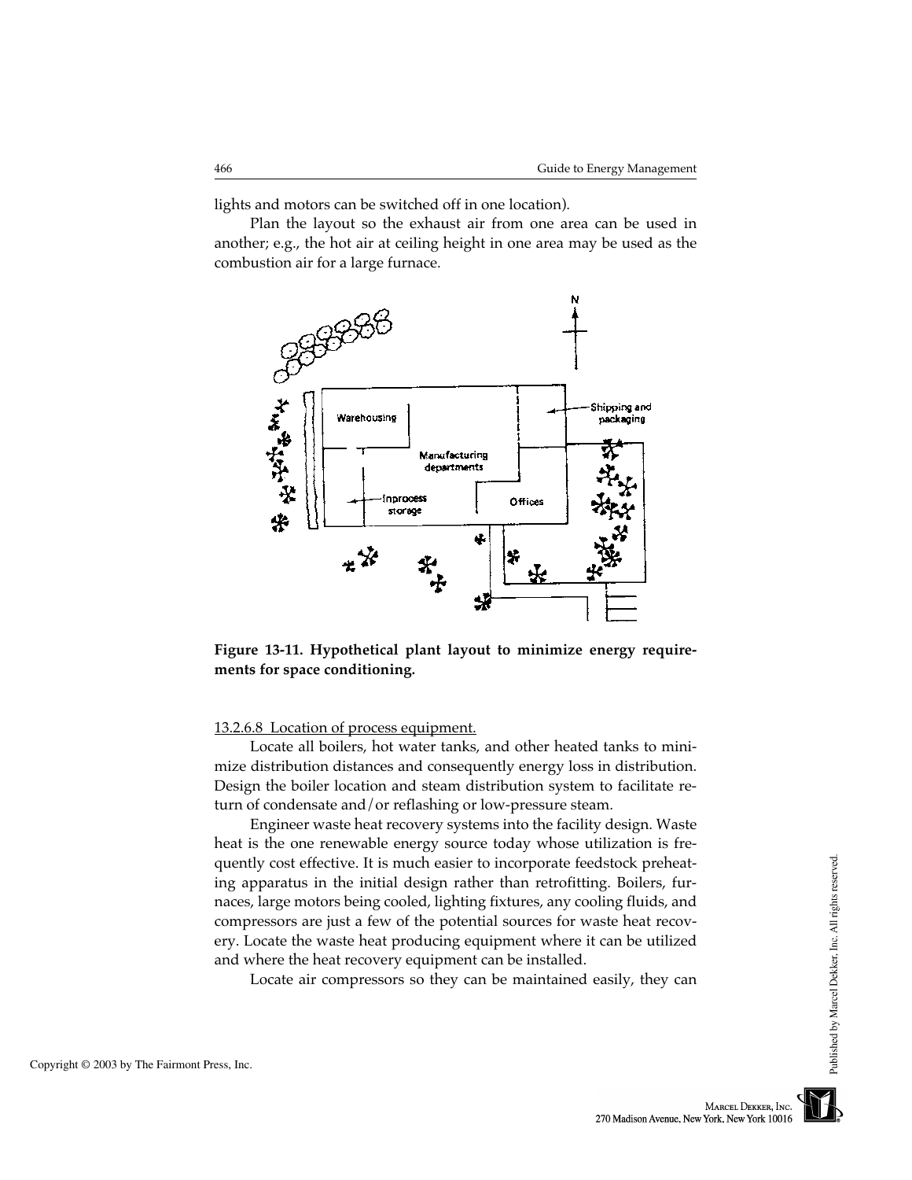lights and motors can be switched off in one location).

Plan the layout so the exhaust air from one area can be used in another; e.g., the hot air at ceiling height in one area may be used as the combustion air for a large furnace.

**Figure 13-11. Hypothetical plant layout to minimize energy requirements for space conditioning.**

13.2.6.8 Location of process equipment.

Locate all boilers, hot water tanks, and other heated tanks to minimize distribution distances and consequently energy loss in distribution. Design the boiler location and steam distribution system to facilitate return of condensate and/or reflashing or low-pressure steam.

Engineer waste heat recovery systems into the facility design. Waste heat is the one renewable energy source today whose utilization is frequently cost effective. It is much easier to incorporate feedstock preheating apparatus in the initial design rather than retrofitting. Boilers, furnaces, large motors being cooled, lighting fixtures, any cooling fluids, and compressors are just a few of the potential sources for waste heat recovery. Locate the waste heat producing equipment where it can be utilized and where the heat recovery equipment can be installed.

Locate air compressors so they can be maintained easily, they can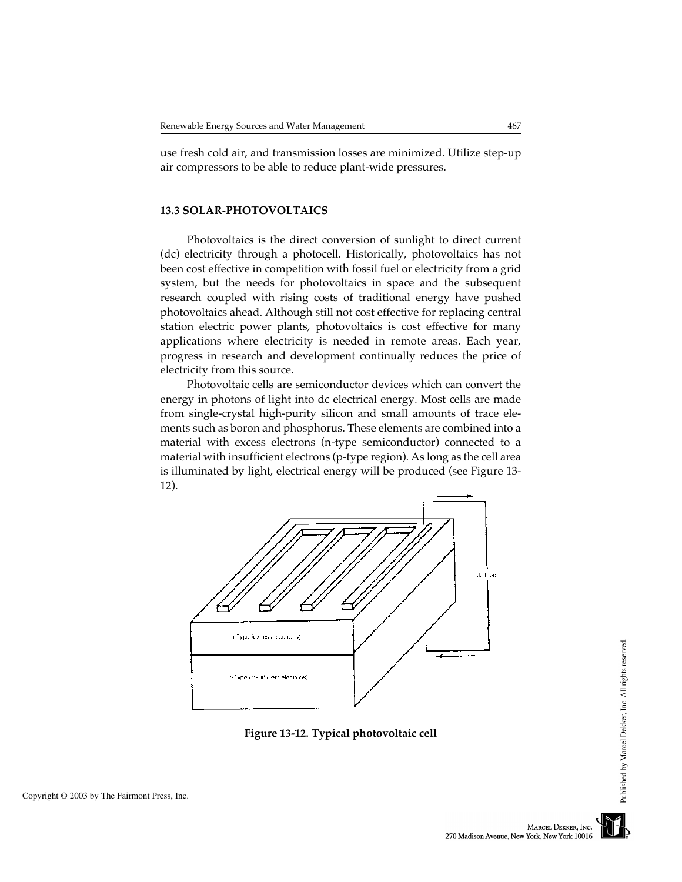use fresh cold air, and transmission losses are minimized. Utilize step-up air compressors to be able to reduce plant-wide pressures.

### 13.3 SOLAR-PHOTOVOLTAICS

Photovoltaics is the direct conversion of sunlight to direct current (dc) electricity through a photocell. Historically, photovoltaics has not been cost effective in competition with fossil fuel or electricity from a grid system, but the needs for photovoltaics in space and the subsequent research coupled with rising costs of traditional energy have pushed photovoltaics ahead. Although still not cost effective for replacing central station electric power plants, photovoltaics is cost effective for many applications where electricity is needed in remote areas. Each year, progress in research and development continually reduces the price of electricity from this source.

Photovoltaic cells are semiconductor devices which can convert the energy in photons of light into dc electrical energy. Most cells are made from single-crystal high-purity silicon and small amounts of trace elements such as boron and phosphorus. These elements are combined into a material with excess electrons (n-type semiconductor) connected to a material with insufficient electrons (p-type region). As long as the cell area is illuminated by light, electrical energy will be produced (see Figure 13-12).

**Figure 13-12. Typical photovoltaic cell**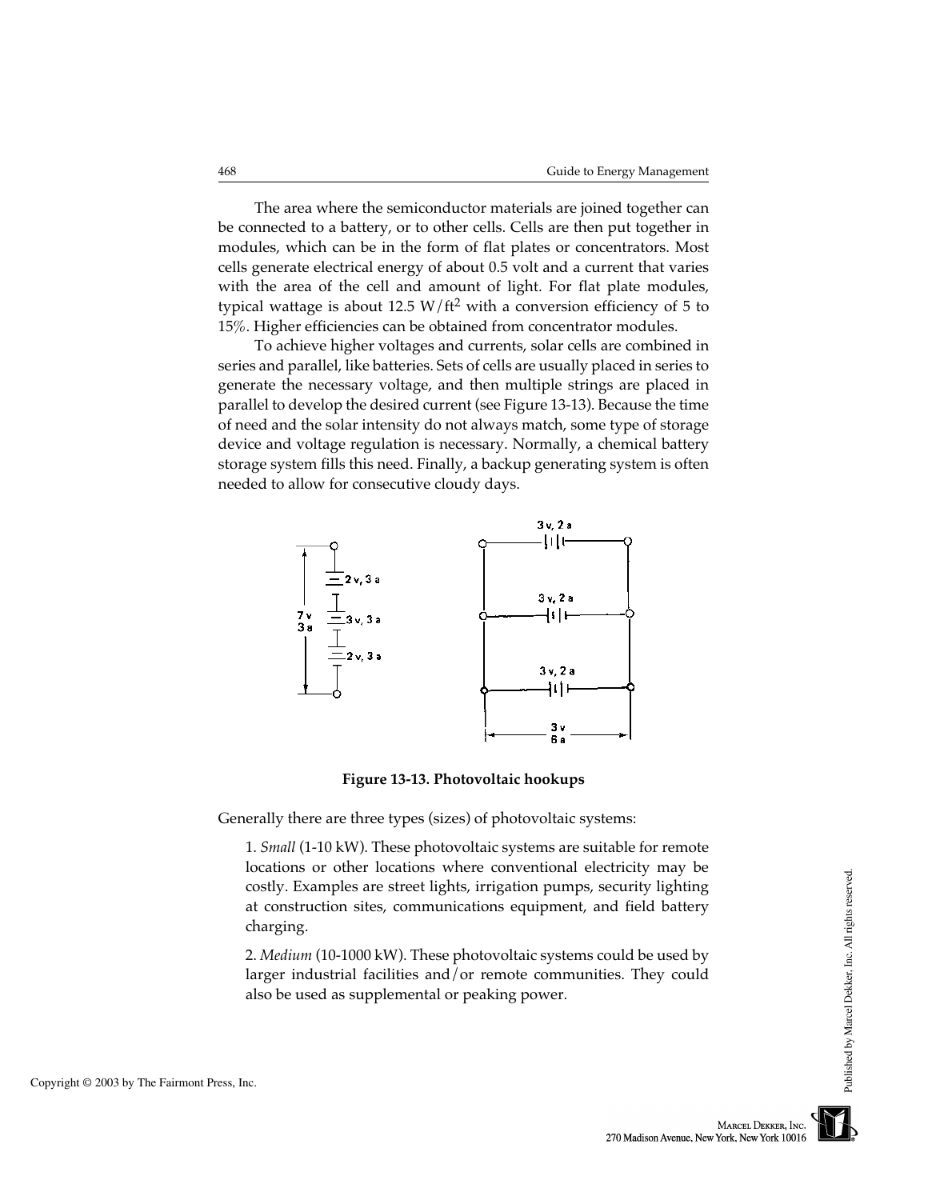The area where the semiconductor materials are joined together can be connected to a battery, or to other cells. Cells are then put together in modules, which can be in the form of flat plates or concentrators. Most cells generate electrical energy of about 0.5 volt and a current that varies with the area of the cell and amount of light. For flat plate modules, typical wattage is about 12.5 W/ft$^2$ with a conversion efficiency of 5 to 15%. Higher efficiencies can be obtained from concentrator modules.

To achieve higher voltages and currents, solar cells are combined in series and parallel, like batteries. Sets of cells are usually placed in series to generate the necessary voltage, and then multiple strings are placed in parallel to develop the desired current (see Figure 13-13). Because the time of need and the solar intensity do not always match, some type of storage device and voltage regulation is necessary. Normally, a chemical battery storage system fills this need. Finally, a backup generating system is often needed to allow for consecutive cloudy days.

**Figure 13-13. Photovoltaic hookups**

Generally there are three types (sizes) of photovoltaic systems:

1. *Small* (1-10 kW). These photovoltaic systems are suitable for remote locations or other locations where conventional electricity may be costly. Examples are street lights, irrigation pumps, security lighting at construction sites, communications equipment, and field battery charging.

2. *Medium* (10-1000 kW). These photovoltaic systems could be used by larger industrial facilities and/or remote communities. They could also be used as supplemental or peaking power.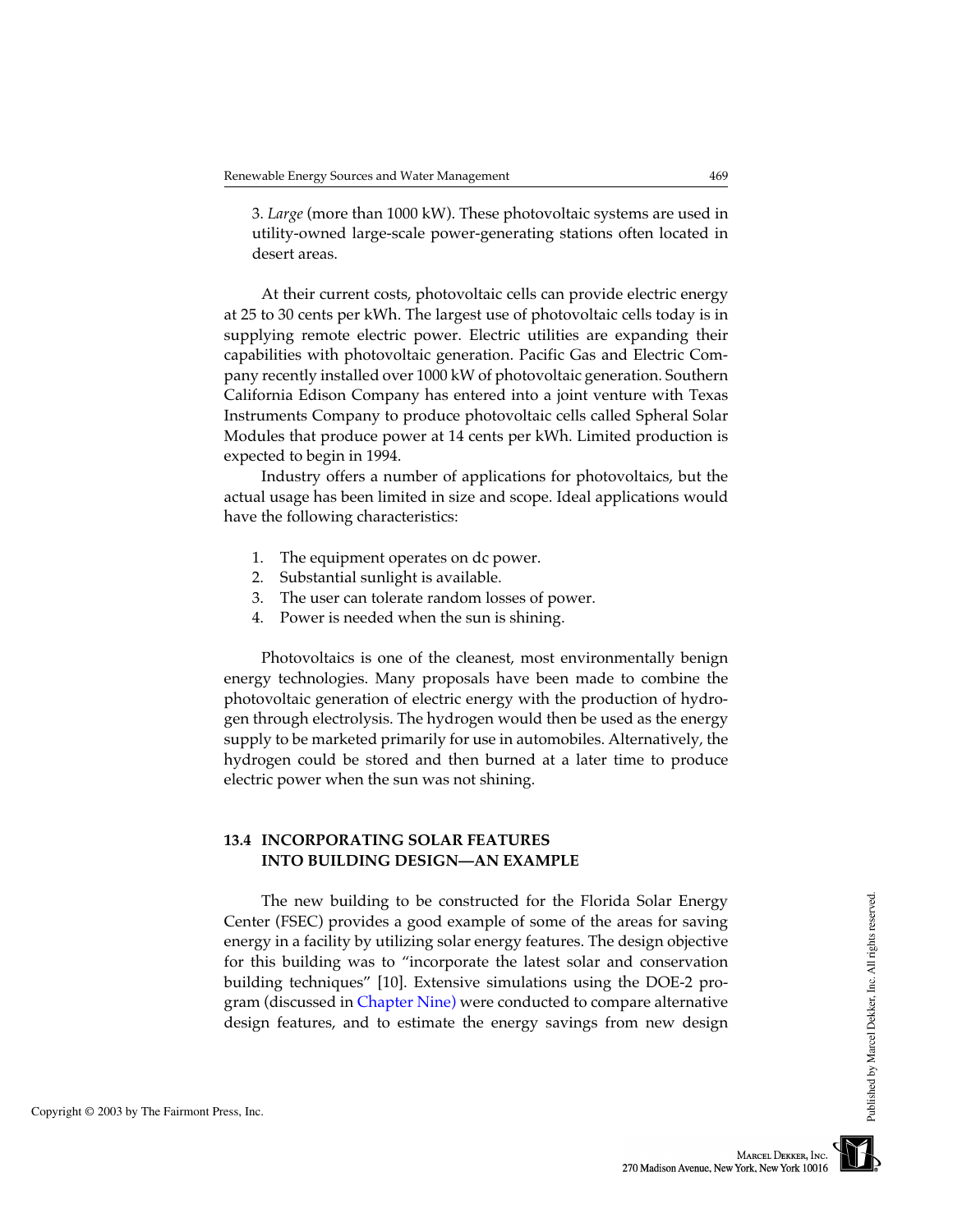3. *Large* (more than 1000 kW). These photovoltaic systems are used in utility-owned large-scale power-generating stations often located in desert areas.

At their current costs, photovoltaic cells can provide electric energy at 25 to 30 cents per kWh. The largest use of photovoltaic cells today is in supplying remote electric power. Electric utilities are expanding their capabilities with photovoltaic generation. Pacific Gas and Electric Company recently installed over 1000 kW of photovoltaic generation. Southern California Edison Company has entered into a joint venture with Texas Instruments Company to produce photovoltaic cells called Spheral Solar Modules that produce power at 14 cents per kWh. Limited production is expected to begin in 1994.

Industry offers a number of applications for photovoltaics, but the actual usage has been limited in size and scope. Ideal applications would have the following characteristics:

1. The equipment operates on dc power.
2. Substantial sunlight is available.
3. The user can tolerate random losses of power.
4. Power is needed when the sun is shining.

Photovoltaics is one of the cleanest, most environmentally benign energy technologies. Many proposals have been made to combine the photovoltaic generation of electric energy with the production of hydrogen through electrolysis. The hydrogen would then be used as the energy supply to be marketed primarily for use in automobiles. Alternatively, the hydrogen could be stored and then burned at a later time to produce electric power when the sun was not shining.

## 13.4 INCORPORATING SOLAR FEATURES INTO BUILDING DESIGN—AN EXAMPLE

The new building to be constructed for the Florida Solar Energy Center (FSEC) provides a good example of some of the areas for saving energy in a facility by utilizing solar energy features. The design objective for this building was to "incorporate the latest solar and conservation building techniques" [10]. Extensive simulations using the DOE-2 program (discussed in Chapter Nine) were conducted to compare alternative design features, and to estimate the energy savings from new design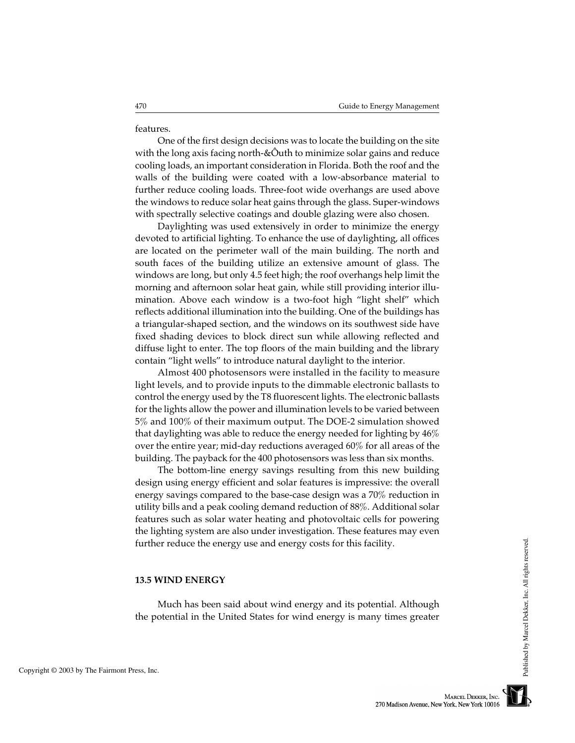features.

One of the first design decisions was to locate the building on the site with the long axis facing north-&Ôuth to minimize solar gains and reduce cooling loads, an important consideration in Florida. Both the roof and the walls of the building were coated with a low-absorbance material to further reduce cooling loads. Three-foot wide overhangs are used above the windows to reduce solar heat gains through the glass. Super-windows with spectrally selective coatings and double glazing were also chosen.

Daylighting was used extensively in order to minimize the energy devoted to artificial lighting. To enhance the use of daylighting, all offices are located on the perimeter wall of the main building. The north and south faces of the building utilize an extensive amount of glass. The windows are long, but only 4.5 feet high; the roof overhangs help limit the morning and afternoon solar heat gain, while still providing interior illumination. Above each window is a two-foot high "light shelf" which reflects additional illumination into the building. One of the buildings has a triangular-shaped section, and the windows on its southwest side have fixed shading devices to block direct sun while allowing reflected and diffuse light to enter. The top floors of the main building and the library contain "light wells" to introduce natural daylight to the interior.

Almost 400 photosensors were installed in the facility to measure light levels, and to provide inputs to the dimmable electronic ballasts to control the energy used by the T8 fluorescent lights. The electronic ballasts for the lights allow the power and illumination levels to be varied between 5% and 100% of their maximum output. The DOE-2 simulation showed that daylighting was able to reduce the energy needed for lighting by 46% over the entire year; mid-day reductions averaged 60% for all areas of the building. The payback for the 400 photosensors was less than six months.

The bottom-line energy savings resulting from this new building design using energy efficient and solar features is impressive: the overall energy savings compared to the base-case design was a 70% reduction in utility bills and a peak cooling demand reduction of 88%. Additional solar features such as solar water heating and photovoltaic cells for powering the lighting system are also under investigation. These features may even further reduce the energy use and energy costs for this facility.

## 13.5 WIND ENERGY

Much has been said about wind energy and its potential. Although the potential in the United States for wind energy is many times greater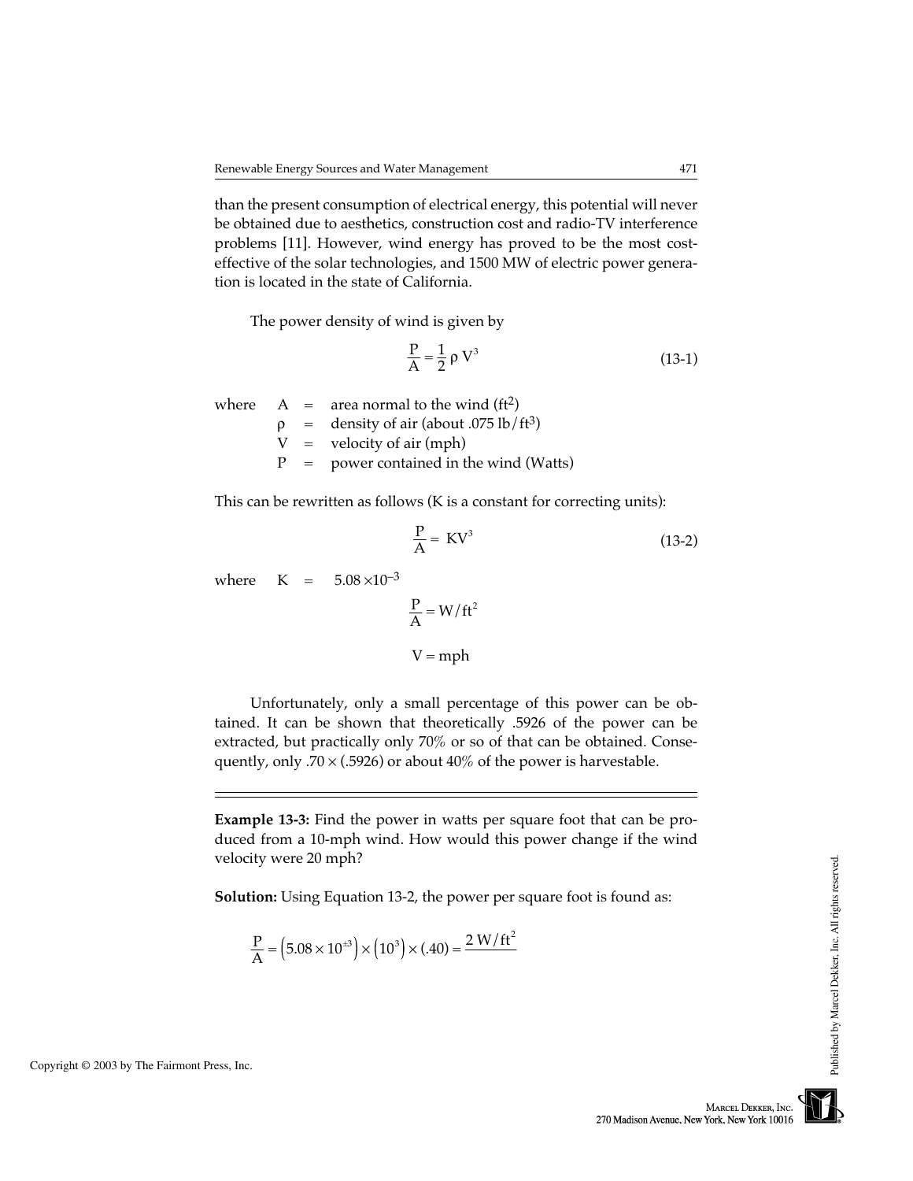than the present consumption of electrical energy, this potential will never be obtained due to aesthetics, construction cost and radio-TV interference problems [11]. However, wind energy has proved to be the most cost-effective of the solar technologies, and 1500 MW of electric power generation is located in the state of California.

The power density of wind is given by

$$\frac{P}{A} = \frac{1}{2} \rho V^3 \tag{13-1}$$

where
- $A$ = area normal to the wind ($ft^2$)
- $\rho$ = density of air (about .075 lb/$ft^3$)
- $V$ = velocity of air (mph)
- $P$ = power contained in the wind (Watts)

This can be rewritten as follows (K is a constant for correcting units):

$$\frac{P}{A} = KV^3 \tag{13-2}$$

where $K = 5.08 \times 10^{-3}$

$$\frac{P}{A} = W/ft^2$$

$$V = \text{mph}$$

Unfortunately, only a small percentage of this power can be obtained. It can be shown that theoretically .5926 of the power can be extracted, but practically only 70% or so of that can be obtained. Consequently, only $.70 \times (.5926)$ or about 40% of the power is harvestable.

---

**Example 13-3:** Find the power in watts per square foot that can be produced from a 10-mph wind. How would this power change if the wind velocity were 20 mph?

**Solution:** Using Equation 13-2, the power per square foot is found as:

$$\frac{P}{A} = \left(5.08 \times 10^{\pm 3}\right) \times \left(10^3\right) \times (.40) = \underline{2\ W/ft^2}$$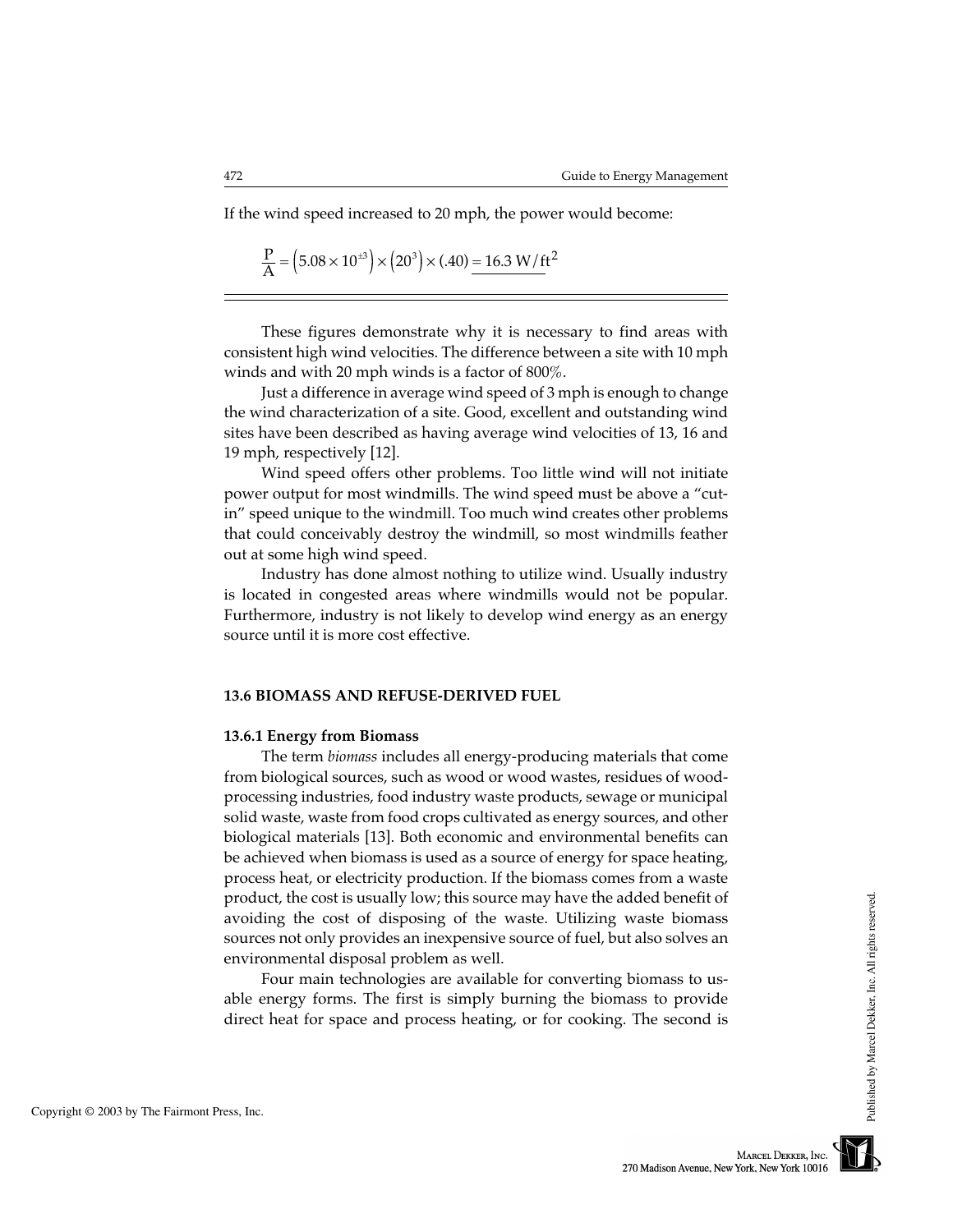If the wind speed increased to 20 mph, the power would become:

$$\frac{P}{A} = \left(5.08 \times 10^{\pm 3}\right) \times \left(20^{3}\right) \times (.40) = \underline{16.3 \text{ W/ft}^2}$$

---

These figures demonstrate why it is necessary to find areas with consistent high wind velocities. The difference between a site with 10 mph winds and with 20 mph winds is a factor of 800%.

Just a difference in average wind speed of 3 mph is enough to change the wind characterization of a site. Good, excellent and outstanding wind sites have been described as having average wind velocities of 13, 16 and 19 mph, respectively [12].

Wind speed offers other problems. Too little wind will not initiate power output for most windmills. The wind speed must be above a "cut-in" speed unique to the windmill. Too much wind creates other problems that could conceivably destroy the windmill, so most windmills feather out at some high wind speed.

Industry has done almost nothing to utilize wind. Usually industry is located in congested areas where windmills would not be popular. Furthermore, industry is not likely to develop wind energy as an energy source until it is more cost effective.

## 13.6 BIOMASS AND REFUSE-DERIVED FUEL

### 13.6.1 Energy from Biomass

The term *biomass* includes all energy-producing materials that come from biological sources, such as wood or wood wastes, residues of wood-processing industries, food industry waste products, sewage or municipal solid waste, waste from food crops cultivated as energy sources, and other biological materials [13]. Both economic and environmental benefits can be achieved when biomass is used as a source of energy for space heating, process heat, or electricity production. If the biomass comes from a waste product, the cost is usually low; this source may have the added benefit of avoiding the cost of disposing of the waste. Utilizing waste biomass sources not only provides an inexpensive source of fuel, but also solves an environmental disposal problem as well.

Four main technologies are available for converting biomass to usable energy forms. The first is simply burning the biomass to provide direct heat for space and process heating, or for cooking. The second is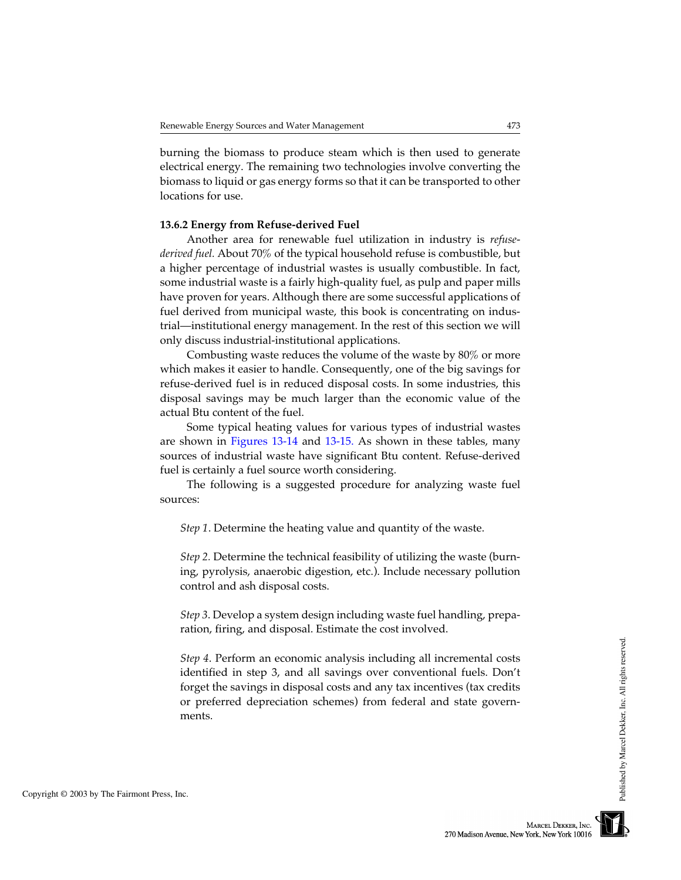burning the biomass to produce steam which is then used to generate electrical energy. The remaining two technologies involve converting the biomass to liquid or gas energy forms so that it can be transported to other locations for use.

### 13.6.2 Energy from Refuse-derived Fuel

Another area for renewable fuel utilization in industry is *refuse-derived fuel.* About 70% of the typical household refuse is combustible, but a higher percentage of industrial wastes is usually combustible. In fact, some industrial waste is a fairly high-quality fuel, as pulp and paper mills have proven for years. Although there are some successful applications of fuel derived from municipal waste, this book is concentrating on industrial—institutional energy management. In the rest of this section we will only discuss industrial-institutional applications.

Combusting waste reduces the volume of the waste by 80% or more which makes it easier to handle. Consequently, one of the big savings for refuse-derived fuel is in reduced disposal costs. In some industries, this disposal savings may be much larger than the economic value of the actual Btu content of the fuel.

Some typical heating values for various types of industrial wastes are shown in Figures 13-14 and 13-15. As shown in these tables, many sources of industrial waste have significant Btu content. Refuse-derived fuel is certainly a fuel source worth considering.

The following is a suggested procedure for analyzing waste fuel sources:

*Step 1*. Determine the heating value and quantity of the waste.

*Step 2.* Determine the technical feasibility of utilizing the waste (burning, pyrolysis, anaerobic digestion, etc.). Include necessary pollution control and ash disposal costs.

*Step 3*. Develop a system design including waste fuel handling, preparation, firing, and disposal. Estimate the cost involved.

*Step 4*. Perform an economic analysis including all incremental costs identified in step 3, and all savings over conventional fuels. Don't forget the savings in disposal costs and any tax incentives (tax credits or preferred depreciation schemes) from federal and state governments.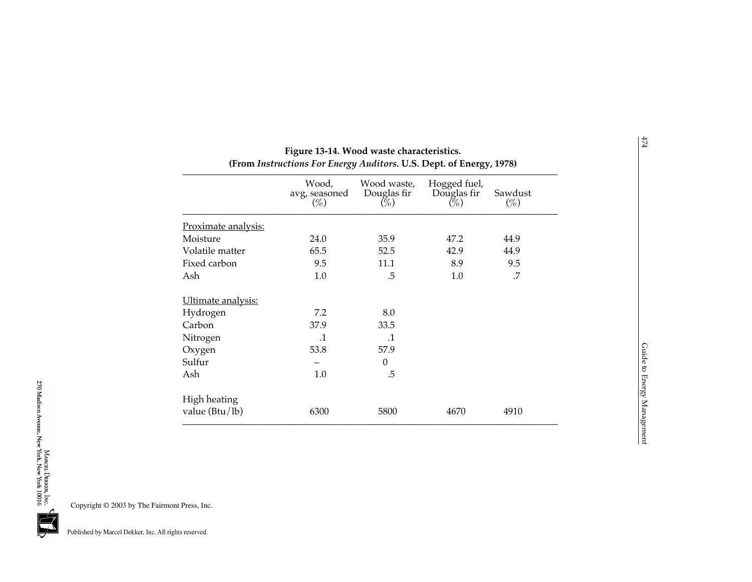**Figure 13-14. Wood waste characteristics.**
**(From *Instructions For Energy Auditors.* U.S. Dept. of Energy, 1978)**

| | Wood, avg, seasoned (%) | Wood waste, Douglas fir (%) | Hogged fuel, Douglas fir (%) | Sawdust (%) |
|---|---|---|---|---|
| Proximate analysis: | | | | |
| Moisture | 24.0 | 35.9 | 47.2 | 44.9 |
| Volatile matter | 65.5 | 52.5 | 42.9 | 44.9 |
| Fixed carbon | 9.5 | 11.1 | 8.9 | 9.5 |
| Ash | 1.0 | .5 | 1.0 | .7 |
| Ultimate analysis: | | | | |
| Hydrogen | 7.2 | 8.0 | | |
| Carbon | 37.9 | 33.5 | | |
| Nitrogen | .1 | .1 | | |
| Oxygen | 53.8 | 57.9 | | |
| Sulfur | – | 0 | | |
| Ash | 1.0 | .5 | | |
| High heating value (Btu/lb) | 6300 | 5800 | 4670 | 4910 |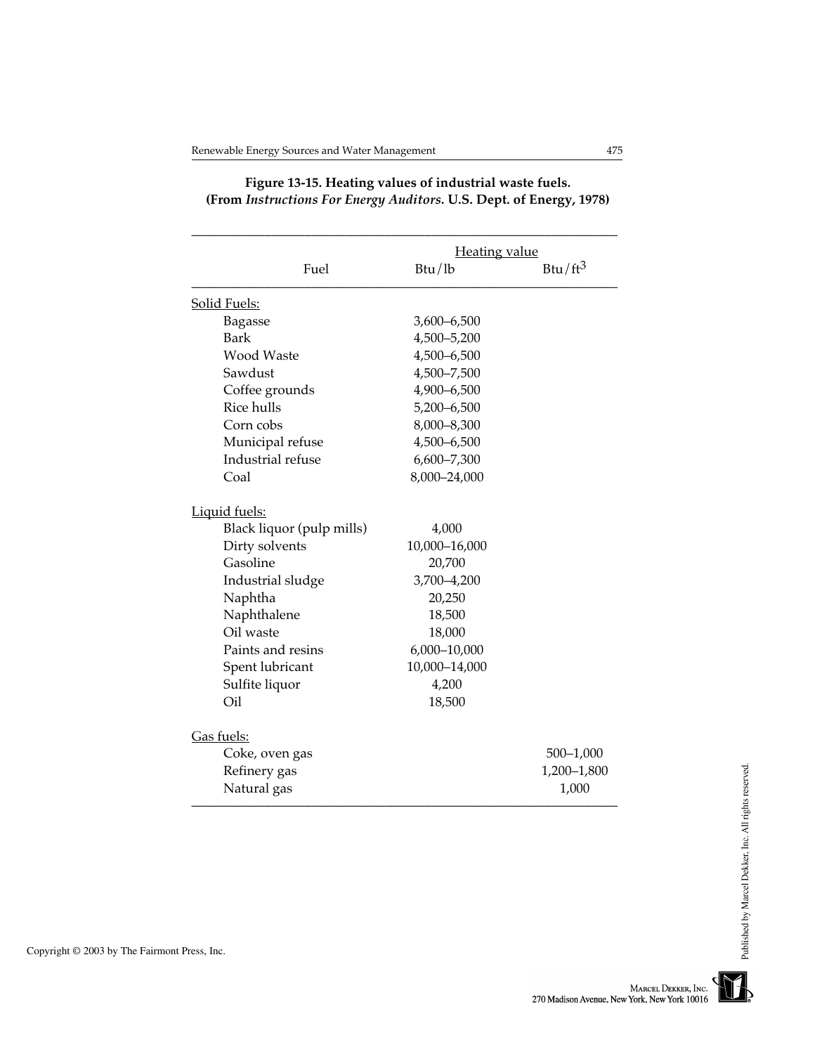**Figure 13-15. Heating values of industrial waste fuels. (From *Instructions For Energy Auditors.* U.S. Dept. of Energy, 1978)**

| Fuel | Heating value Btu/lb | Heating value Btu/ft$^3$ |
|---|---|---|
| Solid Fuels: | | |
| Bagasse | 3,600–6,500 | |
| Bark | 4,500–5,200 | |
| Wood Waste | 4,500–6,500 | |
| Sawdust | 4,500–7,500 | |
| Coffee grounds | 4,900–6,500 | |
| Rice hulls | 5,200–6,500 | |
| Corn cobs | 8,000–8,300 | |
| Municipal refuse | 4,500–6,500 | |
| Industrial refuse | 6,600–7,300 | |
| Coal | 8,000–24,000 | |
| Liquid fuels: | | |
| Black liquor (pulp mills) | 4,000 | |
| Dirty solvents | 10,000–16,000 | |
| Gasoline | 20,700 | |
| Industrial sludge | 3,700–4,200 | |
| Naphtha | 20,250 | |
| Naphthalene | 18,500 | |
| Oil waste | 18,000 | |
| Paints and resins | 6,000–10,000 | |
| Spent lubricant | 10,000–14,000 | |
| Sulfite liquor | 4,200 | |
| Oil | 18,500 | |
| Gas fuels: | | |
| Coke, oven gas | | 500–1,000 |
| Refinery gas | | 1,200–1,800 |
| Natural gas | | 1,000 |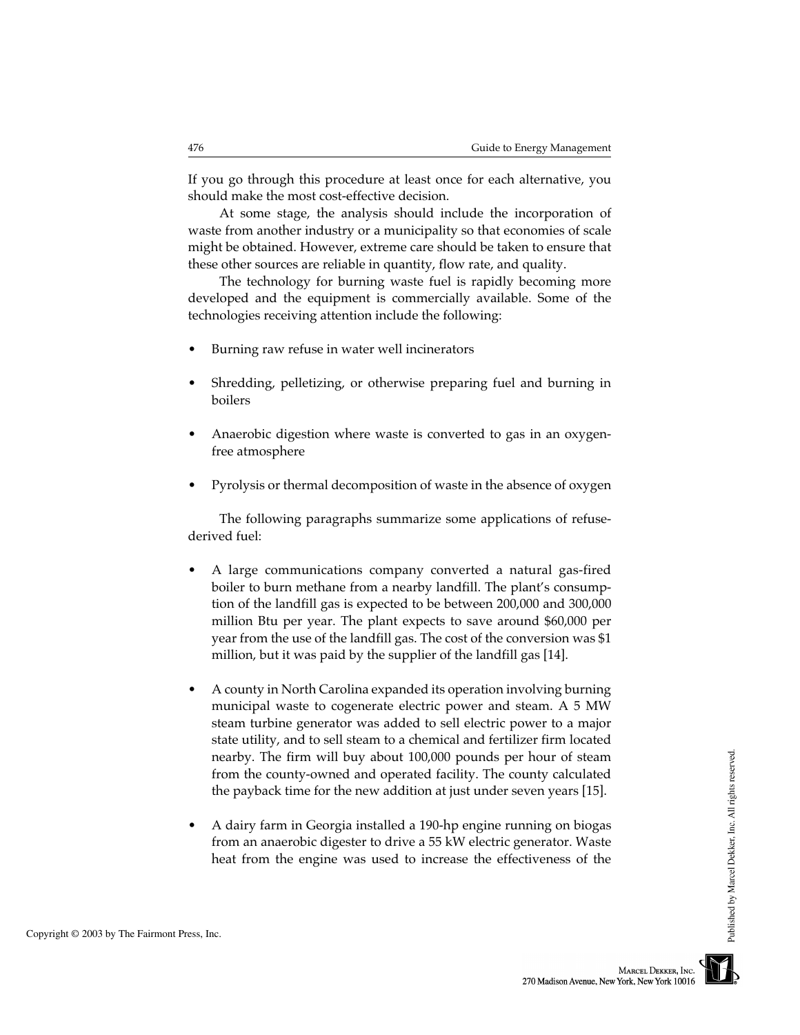If you go through this procedure at least once for each alternative, you should make the most cost-effective decision.

At some stage, the analysis should include the incorporation of waste from another industry or a municipality so that economies of scale might be obtained. However, extreme care should be taken to ensure that these other sources are reliable in quantity, flow rate, and quality.

The technology for burning waste fuel is rapidly becoming more developed and the equipment is commercially available. Some of the technologies receiving attention include the following:

- Burning raw refuse in water well incinerators
- Shredding, pelletizing, or otherwise preparing fuel and burning in boilers
- Anaerobic digestion where waste is converted to gas in an oxygen-free atmosphere
- Pyrolysis or thermal decomposition of waste in the absence of oxygen

The following paragraphs summarize some applications of refuse-derived fuel:

- A large communications company converted a natural gas-fired boiler to burn methane from a nearby landfill. The plant's consumption of the landfill gas is expected to be between 200,000 and 300,000 million Btu per year. The plant expects to save around $60,000 per year from the use of the landfill gas. The cost of the conversion was $1 million, but it was paid by the supplier of the landfill gas [14].
- A county in North Carolina expanded its operation involving burning municipal waste to cogenerate electric power and steam. A 5 MW steam turbine generator was added to sell electric power to a major state utility, and to sell steam to a chemical and fertilizer firm located nearby. The firm will buy about 100,000 pounds per hour of steam from the county-owned and operated facility. The county calculated the payback time for the new addition at just under seven years [15].
- A dairy farm in Georgia installed a 190-hp engine running on biogas from an anaerobic digester to drive a 55 kW electric generator. Waste heat from the engine was used to increase the effectiveness of the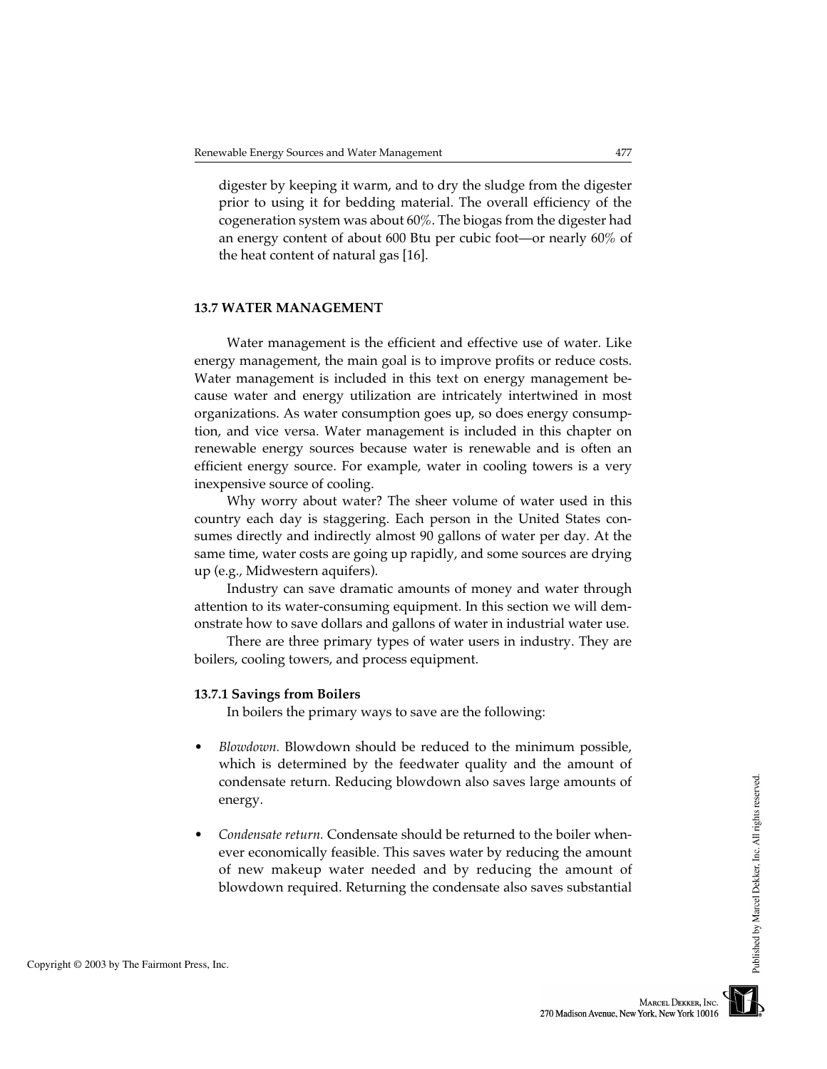digester by keeping it warm, and to dry the sludge from the digester prior to using it for bedding material. The overall efficiency of the cogeneration system was about 60%. The biogas from the digester had an energy content of about 600 Btu per cubic foot—or nearly 60% of the heat content of natural gas [16].

## 13.7 WATER MANAGEMENT

Water management is the efficient and effective use of water. Like energy management, the main goal is to improve profits or reduce costs. Water management is included in this text on energy management because water and energy utilization are intricately intertwined in most organizations. As water consumption goes up, so does energy consumption, and vice versa. Water management is included in this chapter on renewable energy sources because water is renewable and is often an efficient energy source. For example, water in cooling towers is a very inexpensive source of cooling.

Why worry about water? The sheer volume of water used in this country each day is staggering. Each person in the United States consumes directly and indirectly almost 90 gallons of water per day. At the same time, water costs are going up rapidly, and some sources are drying up (e.g., Midwestern aquifers).

Industry can save dramatic amounts of money and water through attention to its water-consuming equipment. In this section we will demonstrate how to save dollars and gallons of water in industrial water use.

There are three primary types of water users in industry. They are boilers, cooling towers, and process equipment.

### 13.7.1 Savings from Boilers

In boilers the primary ways to save are the following:

- *Blowdown.* Blowdown should be reduced to the minimum possible, which is determined by the feedwater quality and the amount of condensate return. Reducing blowdown also saves large amounts of energy.

- *Condensate return.* Condensate should be returned to the boiler whenever economically feasible. This saves water by reducing the amount of new makeup water needed and by reducing the amount of blowdown required. Returning the condensate also saves substantial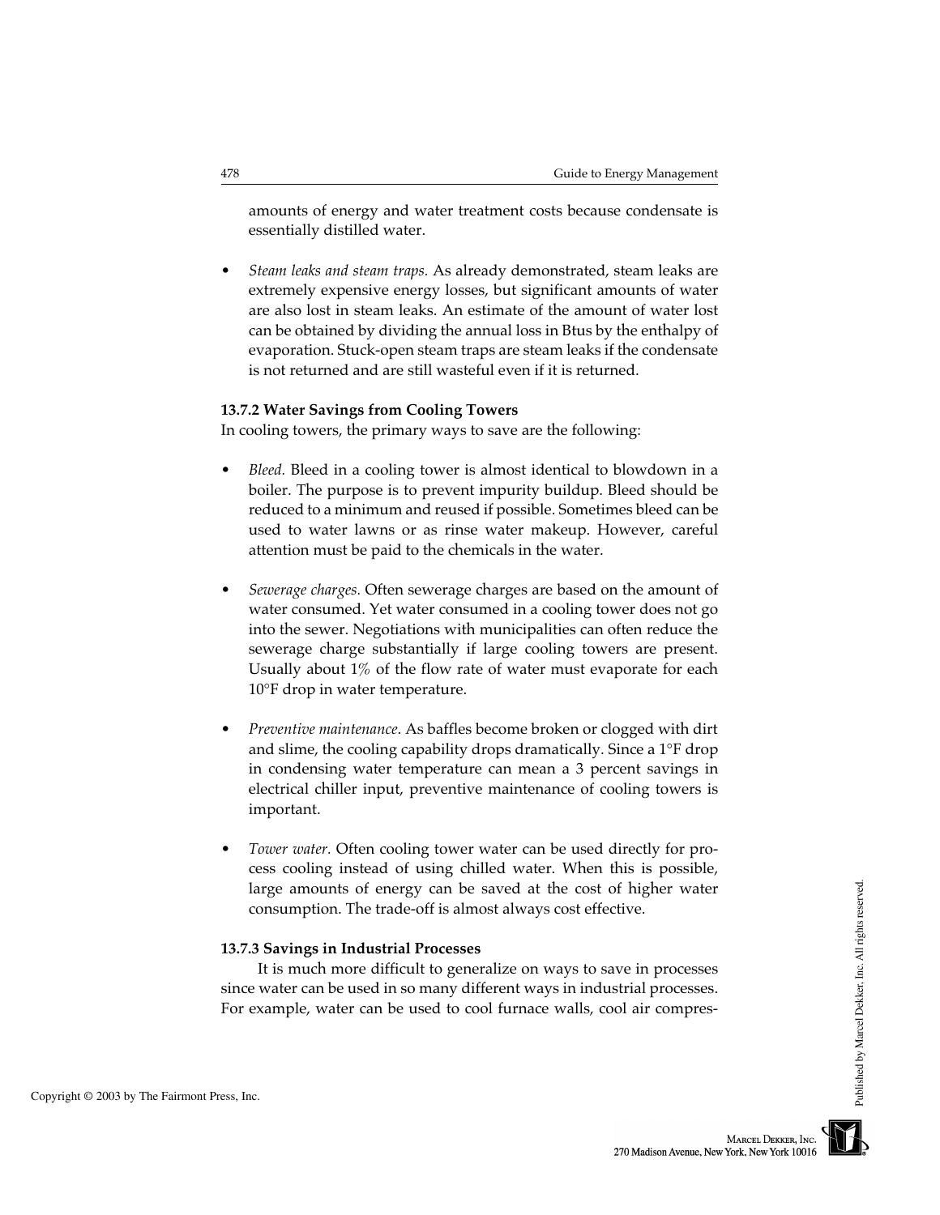amounts of energy and water treatment costs because condensate is essentially distilled water.

- *Steam leaks and steam traps.* As already demonstrated, steam leaks are extremely expensive energy losses, but significant amounts of water are also lost in steam leaks. An estimate of the amount of water lost can be obtained by dividing the annual loss in Btus by the enthalpy of evaporation. Stuck-open steam traps are steam leaks if the condensate is not returned and are still wasteful even if it is returned.

### 13.7.2 Water Savings from Cooling Towers

In cooling towers, the primary ways to save are the following:

- *Bleed.* Bleed in a cooling tower is almost identical to blowdown in a boiler. The purpose is to prevent impurity buildup. Bleed should be reduced to a minimum and reused if possible. Sometimes bleed can be used to water lawns or as rinse water makeup. However, careful attention must be paid to the chemicals in the water.

- *Sewerage charges.* Often sewerage charges are based on the amount of water consumed. Yet water consumed in a cooling tower does not go into the sewer. Negotiations with municipalities can often reduce the sewerage charge substantially if large cooling towers are present. Usually about 1% of the flow rate of water must evaporate for each 10°F drop in water temperature.

- *Preventive maintenance*. As baffles become broken or clogged with dirt and slime, the cooling capability drops dramatically. Since a 1°F drop in condensing water temperature can mean a 3 percent savings in electrical chiller input, preventive maintenance of cooling towers is important.

- *Tower water.* Often cooling tower water can be used directly for process cooling instead of using chilled water. When this is possible, large amounts of energy can be saved at the cost of higher water consumption. The trade-off is almost always cost effective.

### 13.7.3 Savings in Industrial Processes

It is much more difficult to generalize on ways to save in processes since water can be used in so many different ways in industrial processes. For example, water can be used to cool furnace walls, cool air compres-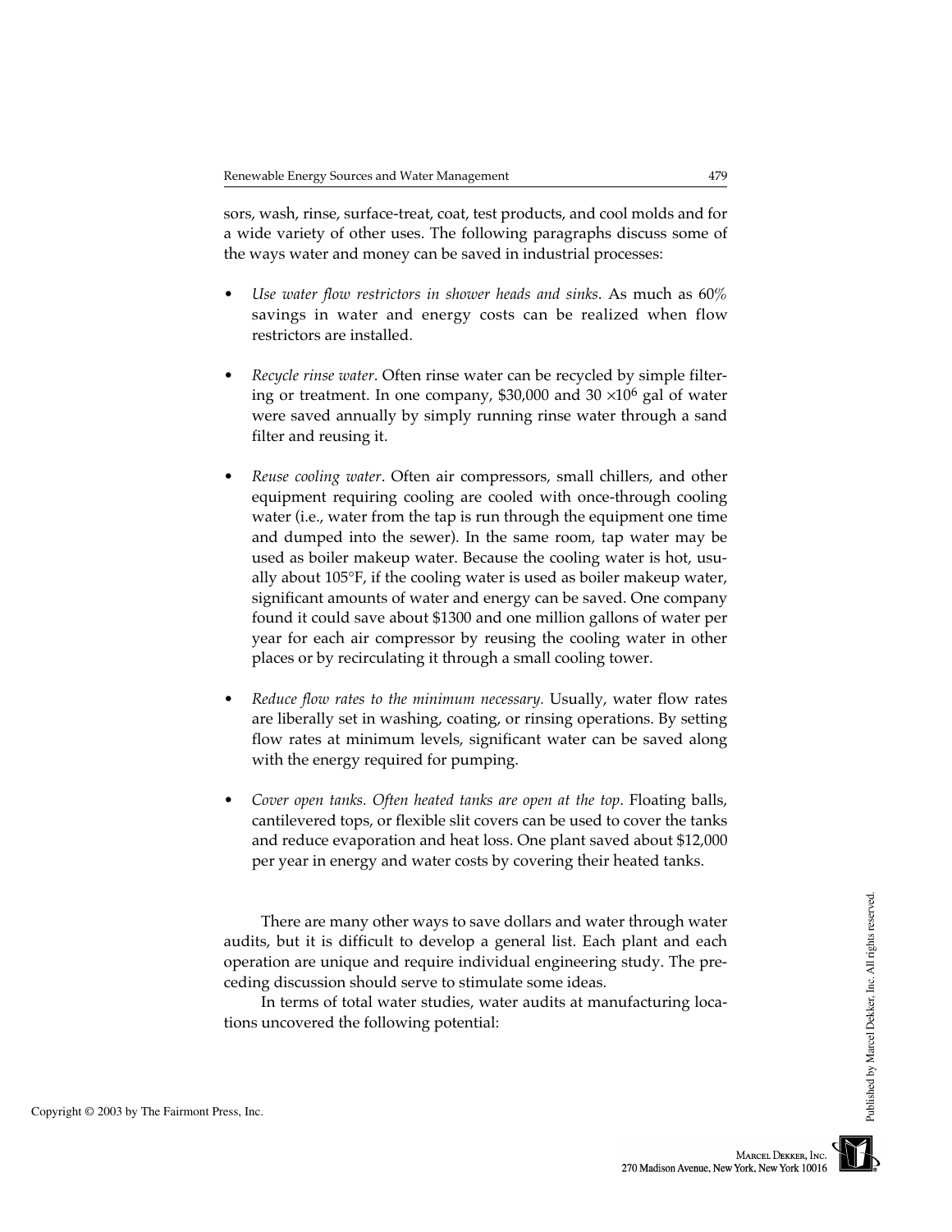sors, wash, rinse, surface-treat, coat, test products, and cool molds and for a wide variety of other uses. The following paragraphs discuss some of the ways water and money can be saved in industrial processes:

- *Use water flow restrictors in shower heads and sinks*. As much as 60% savings in water and energy costs can be realized when flow restrictors are installed.

- *Recycle rinse water*. Often rinse water can be recycled by simple filtering or treatment. In one company, \$30,000 and $30 \times 10^6$ gal of water were saved annually by simply running rinse water through a sand filter and reusing it.

- *Reuse cooling water*. Often air compressors, small chillers, and other equipment requiring cooling are cooled with once-through cooling water (i.e., water from the tap is run through the equipment one time and dumped into the sewer). In the same room, tap water may be used as boiler makeup water. Because the cooling water is hot, usually about 105°F, if the cooling water is used as boiler makeup water, significant amounts of water and energy can be saved. One company found it could save about \$1300 and one million gallons of water per year for each air compressor by reusing the cooling water in other places or by recirculating it through a small cooling tower.

- *Reduce flow rates to the minimum necessary.* Usually, water flow rates are liberally set in washing, coating, or rinsing operations. By setting flow rates at minimum levels, significant water can be saved along with the energy required for pumping.

- *Cover open tanks. Often heated tanks are open at the top*. Floating balls, cantilevered tops, or flexible slit covers can be used to cover the tanks and reduce evaporation and heat loss. One plant saved about \$12,000 per year in energy and water costs by covering their heated tanks.

There are many other ways to save dollars and water through water audits, but it is difficult to develop a general list. Each plant and each operation are unique and require individual engineering study. The preceding discussion should serve to stimulate some ideas.

In terms of total water studies, water audits at manufacturing locations uncovered the following potential: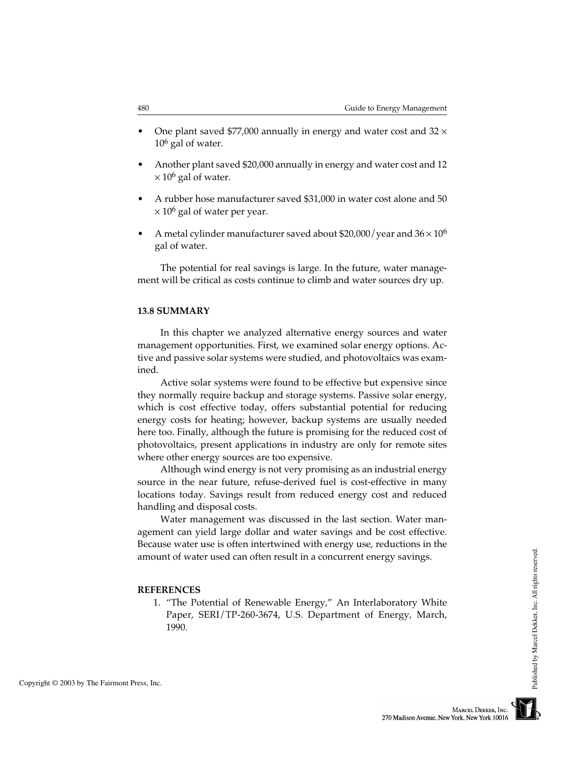- One plant saved \$77,000 annually in energy and water cost and $32 \times 10^6$ gal of water.
- Another plant saved \$20,000 annually in energy and water cost and $12 \times 10^6$ gal of water.
- A rubber hose manufacturer saved \$31,000 in water cost alone and $50 \times 10^6$ gal of water per year.
- A metal cylinder manufacturer saved about \$20,000/year and $36 \times 10^6$ gal of water.

The potential for real savings is large. In the future, water management will be critical as costs continue to climb and water sources dry up.

### 13.8 SUMMARY

In this chapter we analyzed alternative energy sources and water management opportunities. First, we examined solar energy options. Active and passive solar systems were studied, and photovoltaics was examined.

Active solar systems were found to be effective but expensive since they normally require backup and storage systems. Passive solar energy, which is cost effective today, offers substantial potential for reducing energy costs for heating; however, backup systems are usually needed here too. Finally, although the future is promising for the reduced cost of photovoltaics, present applications in industry are only for remote sites where other energy sources are too expensive.

Although wind energy is not very promising as an industrial energy source in the near future, refuse-derived fuel is cost-effective in many locations today. Savings result from reduced energy cost and reduced handling and disposal costs.

Water management was discussed in the last section. Water management can yield large dollar and water savings and be cost effective. Because water use is often intertwined with energy use, reductions in the amount of water used can often result in a concurrent energy savings.

### REFERENCES

1. "The Potential of Renewable Energy," An Interlaboratory White Paper, SERI/TP-260-3674, U.S. Department of Energy, March, 1990.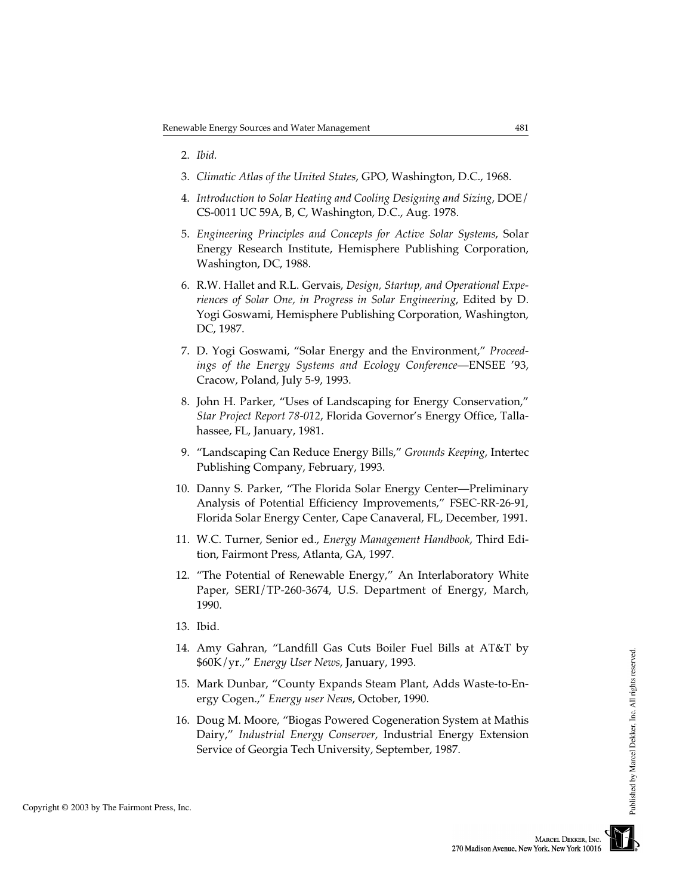2. *Ibid.*
3. *Climatic Atlas of the United States*, GPO, Washington, D.C., 1968.
4. *Introduction to Solar Heating and Cooling Designing and Sizing*, DOE/CS-0011 UC 59A, B, C, Washington, D.C., Aug. 1978.
5. *Engineering Principles and Concepts for Active Solar Systems*, Solar Energy Research Institute, Hemisphere Publishing Corporation, Washington, DC, 1988.
6. R.W. Hallet and R.L. Gervais, *Design, Startup, and Operational Experiences of Solar One, in Progress in Solar Engineering*, Edited by D. Yogi Goswami, Hemisphere Publishing Corporation, Washington, DC, 1987.
7. D. Yogi Goswami, "Solar Energy and the Environment," *Proceedings of the Energy Systems and Ecology Conference*—ENSEE '93, Cracow, Poland, July 5-9, 1993.
8. John H. Parker, "Uses of Landscaping for Energy Conservation," *Star Project Report 78-012*, Florida Governor's Energy Office, Tallahassee, FL, January, 1981.
9. "Landscaping Can Reduce Energy Bills," *Grounds Keeping*, Intertec Publishing Company, February, 1993.
10. Danny S. Parker, "The Florida Solar Energy Center—Preliminary Analysis of Potential Efficiency Improvements," FSEC-RR-26-91, Florida Solar Energy Center, Cape Canaveral, FL, December, 1991.
11. W.C. Turner, Senior ed., *Energy Management Handbook*, Third Edition, Fairmont Press, Atlanta, GA, 1997.
12. "The Potential of Renewable Energy," An Interlaboratory White Paper, SERI/TP-260-3674, U.S. Department of Energy, March, 1990.
13. Ibid.
14. Amy Gahran, "Landfill Gas Cuts Boiler Fuel Bills at AT&T by $60K/yr.," *Energy User News*, January, 1993.
15. Mark Dunbar, "County Expands Steam Plant, Adds Waste-to-Energy Cogen.," *Energy user News*, October, 1990.
16. Doug M. Moore, "Biogas Powered Cogeneration System at Mathis Dairy," *Industrial Energy Conserver*, Industrial Energy Extension Service of Georgia Tech University, September, 1987.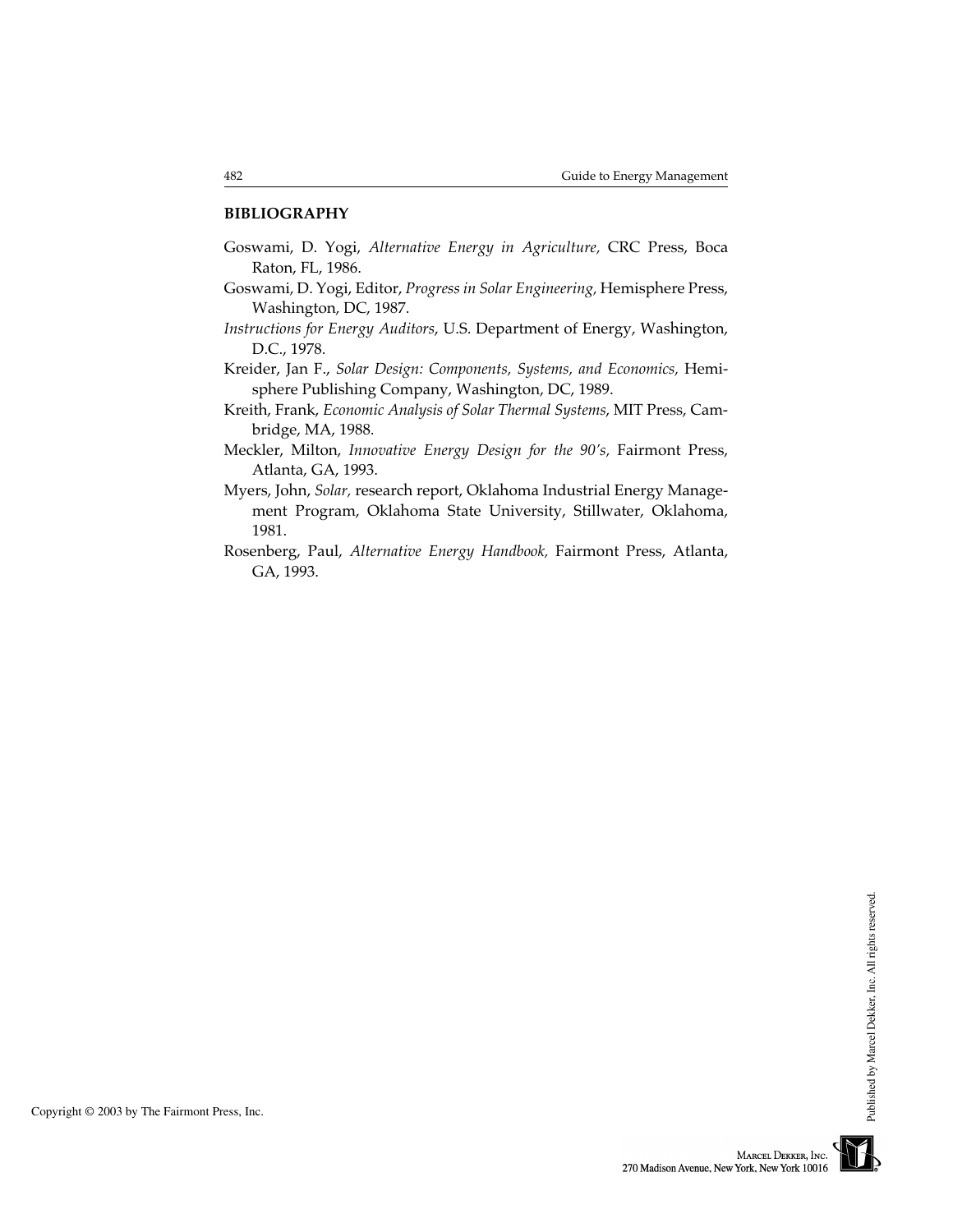## BIBLIOGRAPHY

Goswami, D. Yogi, *Alternative Energy in Agriculture,* CRC Press, Boca Raton, FL, 1986.

Goswami, D. Yogi, Editor, *Progress in Solar Engineering,* Hemisphere Press, Washington, DC, 1987.

*Instructions for Energy Auditors*, U.S. Department of Energy, Washington, D.C., 1978.

Kreider, Jan F., *Solar Design: Components, Systems, and Economics,* Hemisphere Publishing Company, Washington, DC, 1989.

Kreith, Frank, *Economic Analysis of Solar Thermal Systems*, MIT Press, Cambridge, MA, 1988.

Meckler, Milton, *Innovative Energy Design for the 90's,* Fairmont Press, Atlanta, GA, 1993.

Myers, John, *Solar,* research report, Oklahoma Industrial Energy Management Program, Oklahoma State University, Stillwater, Oklahoma, 1981.

Rosenberg, Paul, *Alternative Energy Handbook,* Fairmont Press, Atlanta, GA, 1993.